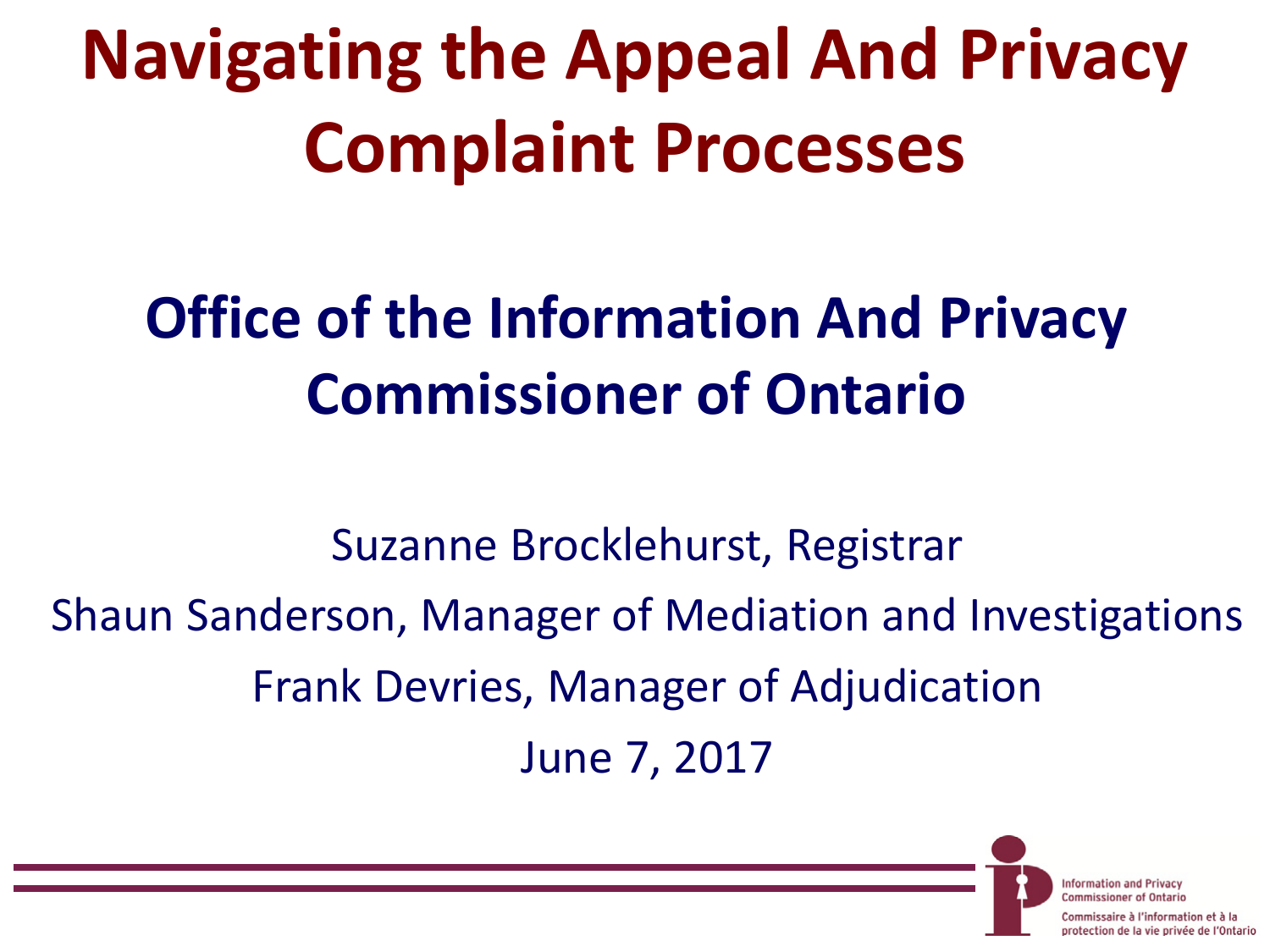# Navigating the Appeal And Privacy Complaint Processes

## Office of the Information And Privacy Commissioner of Ontario

Suzanne Brocklehurst, Registrar

Shaun Sanderson, Manager of Mediation and Investigations

Frank Devries, Manager of Adjudication

June 7, 2017

Information and Privacy Commissioner of Ontario

Commissaire à l'information et à la protection de la vie privée de l'Ontario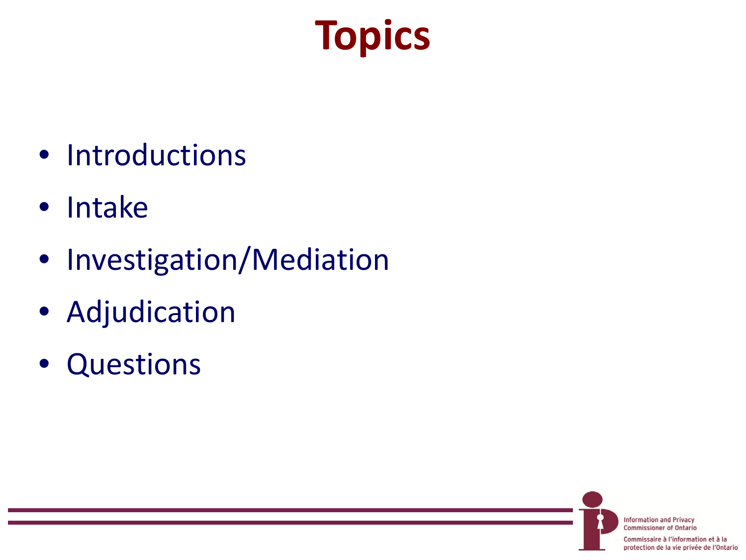# Topics

- Introductions
- Intake
- Investigation/Mediation
- Adjudication
- Questions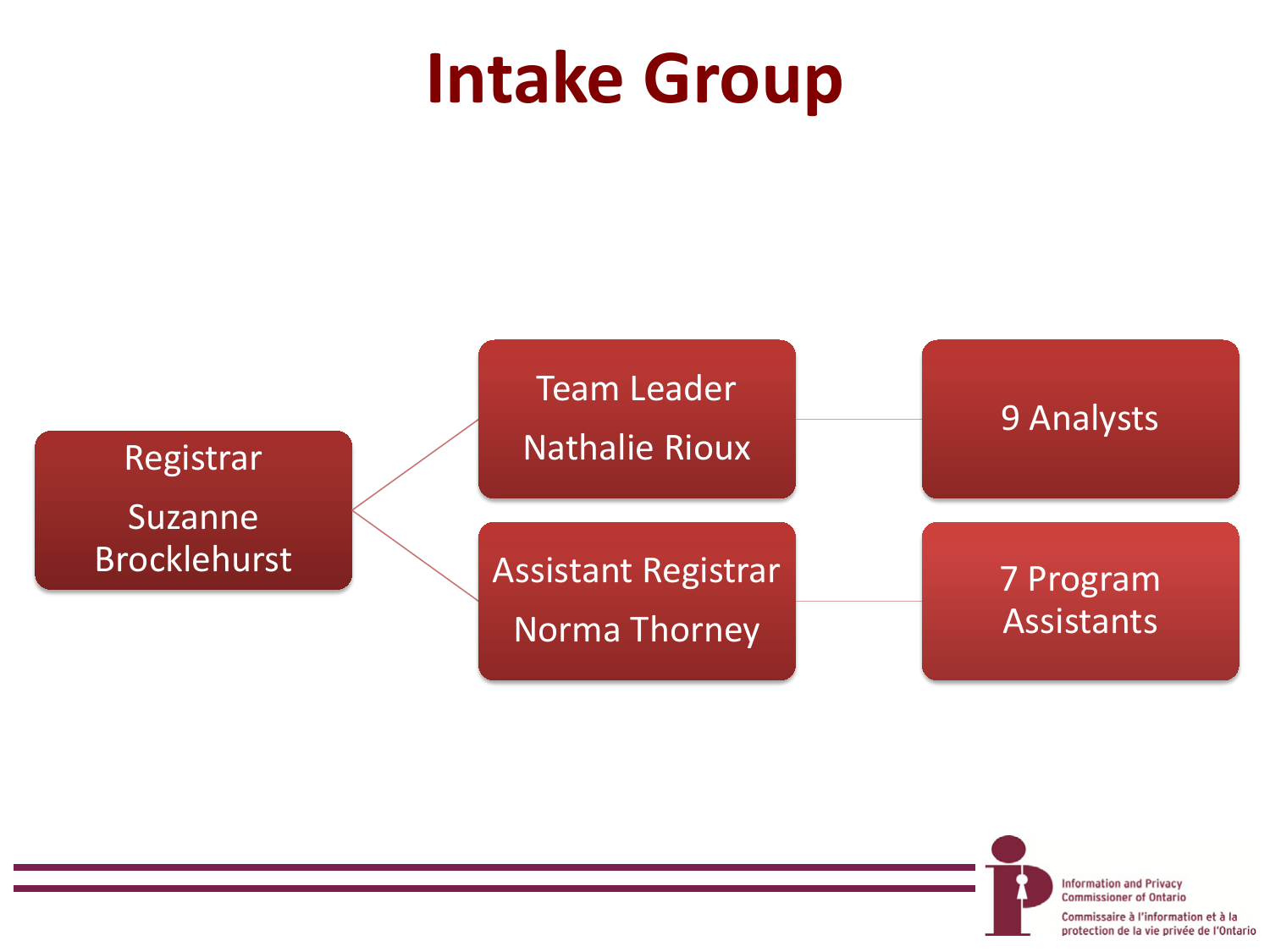# Intake Group

- Registrar
  Suzanne Brocklehurst
  - Team Leader
    Nathalie Rioux
    - 9 Analysts
  - Assistant Registrar
    Norma Thorney
    - 7 Program Assistants

Information and Privacy Commissioner of Ontario

Commissaire à l'information et à la protection de la vie privée de l'Ontario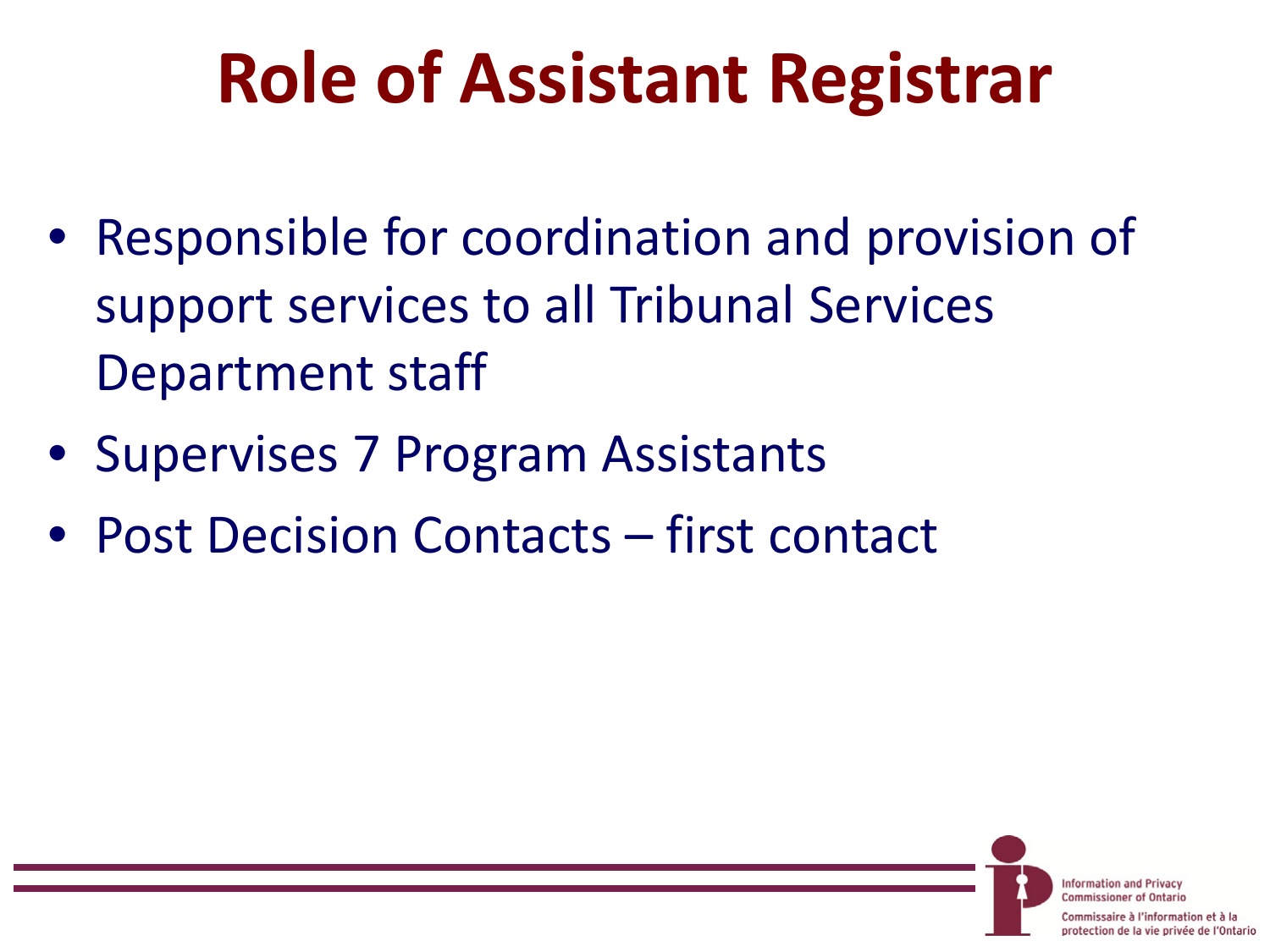# Role of Assistant Registrar

- Responsible for coordination and provision of support services to all Tribunal Services Department staff
- Supervises 7 Program Assistants
- Post Decision Contacts – first contact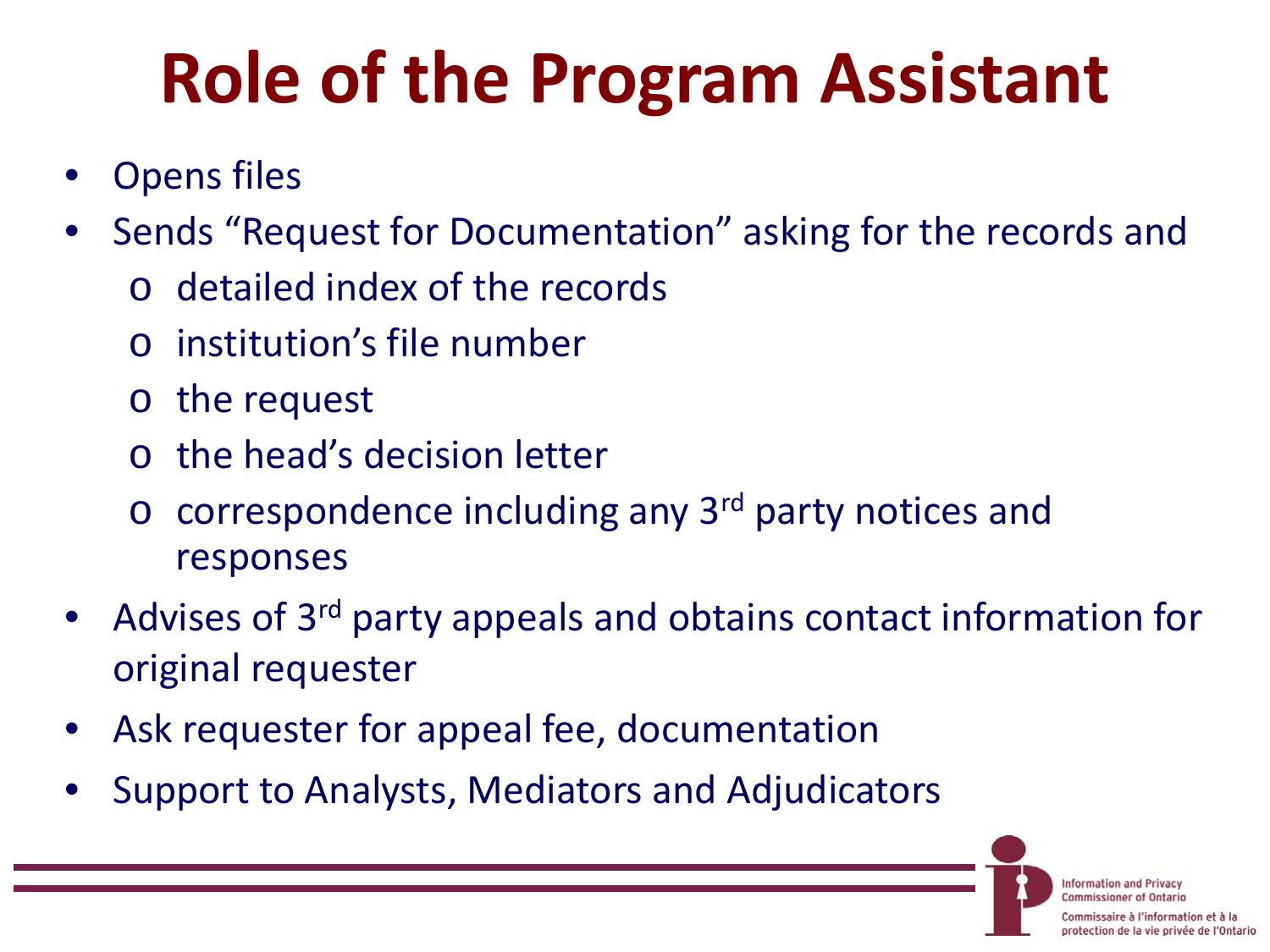# Role of the Program Assistant

- Opens files
- Sends "Request for Documentation" asking for the records and
  - detailed index of the records
  - institution's file number
  - the request
  - the head's decision letter
  - correspondence including any 3rd party notices and responses
- Advises of 3rd party appeals and obtains contact information for original requester
- Ask requester for appeal fee, documentation
- Support to Analysts, Mediators and Adjudicators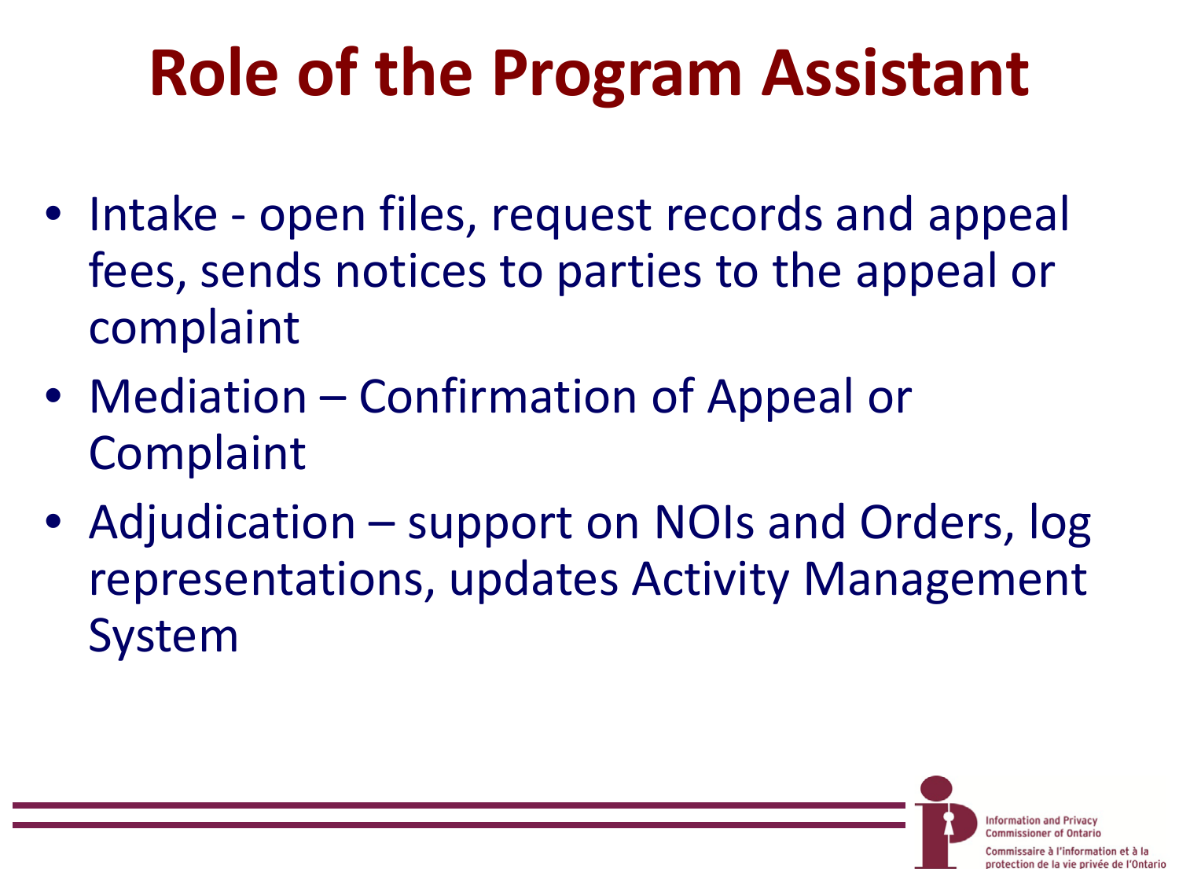# Role of the Program Assistant

- Intake - open files, request records and appeal fees, sends notices to parties to the appeal or complaint
- Mediation – Confirmation of Appeal or Complaint
- Adjudication – support on NOIs and Orders, log representations, updates Activity Management System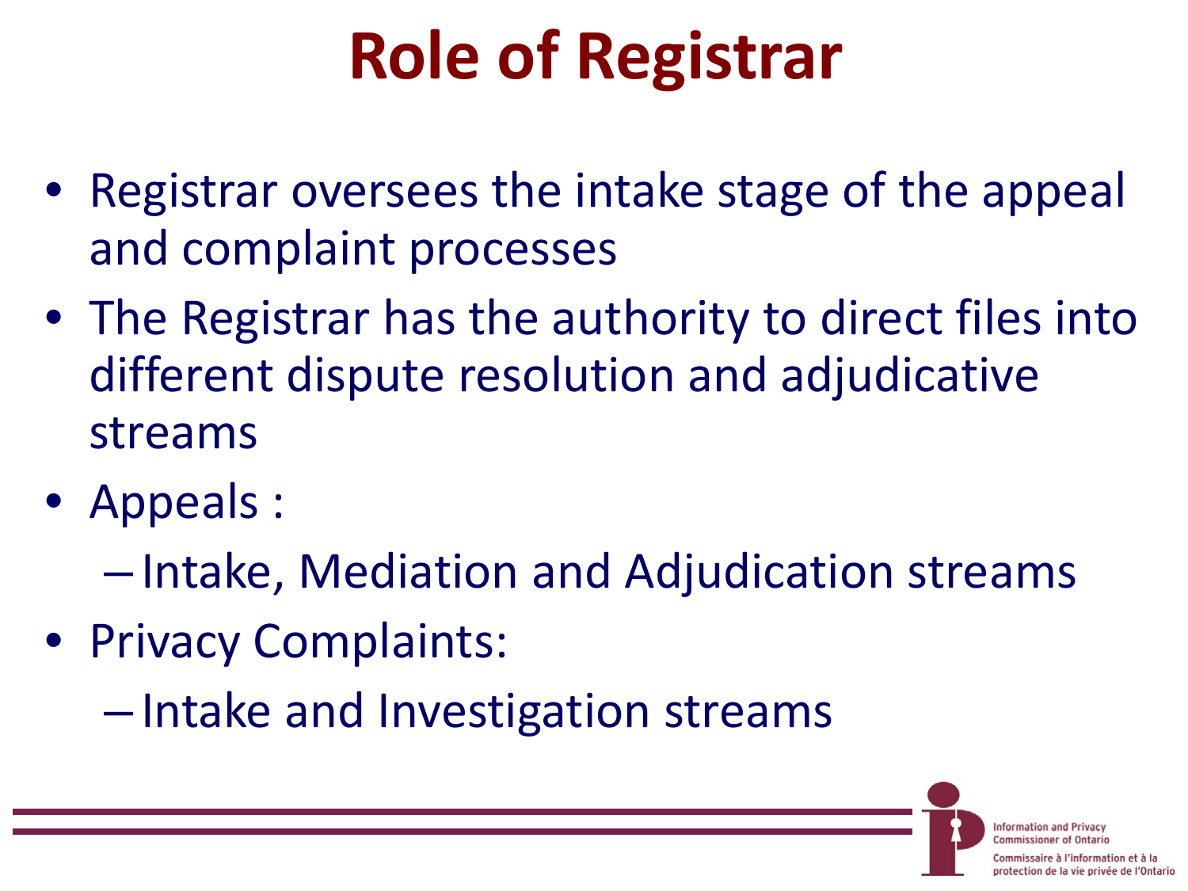# Role of Registrar

- Registrar oversees the intake stage of the appeal and complaint processes
- The Registrar has the authority to direct files into different dispute resolution and adjudicative streams
- Appeals :
  - Intake, Mediation and Adjudication streams
- Privacy Complaints:
  - Intake and Investigation streams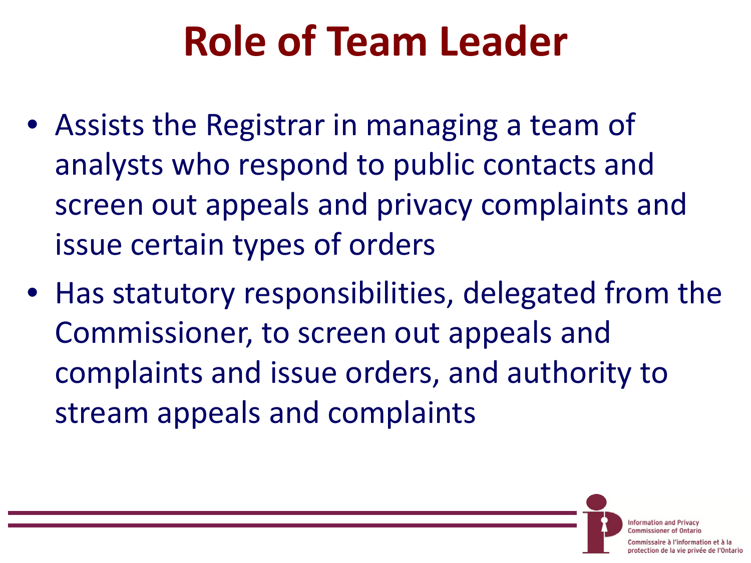# Role of Team Leader

- Assists the Registrar in managing a team of analysts who respond to public contacts and screen out appeals and privacy complaints and issue certain types of orders
- Has statutory responsibilities, delegated from the Commissioner, to screen out appeals and complaints and issue orders, and authority to stream appeals and complaints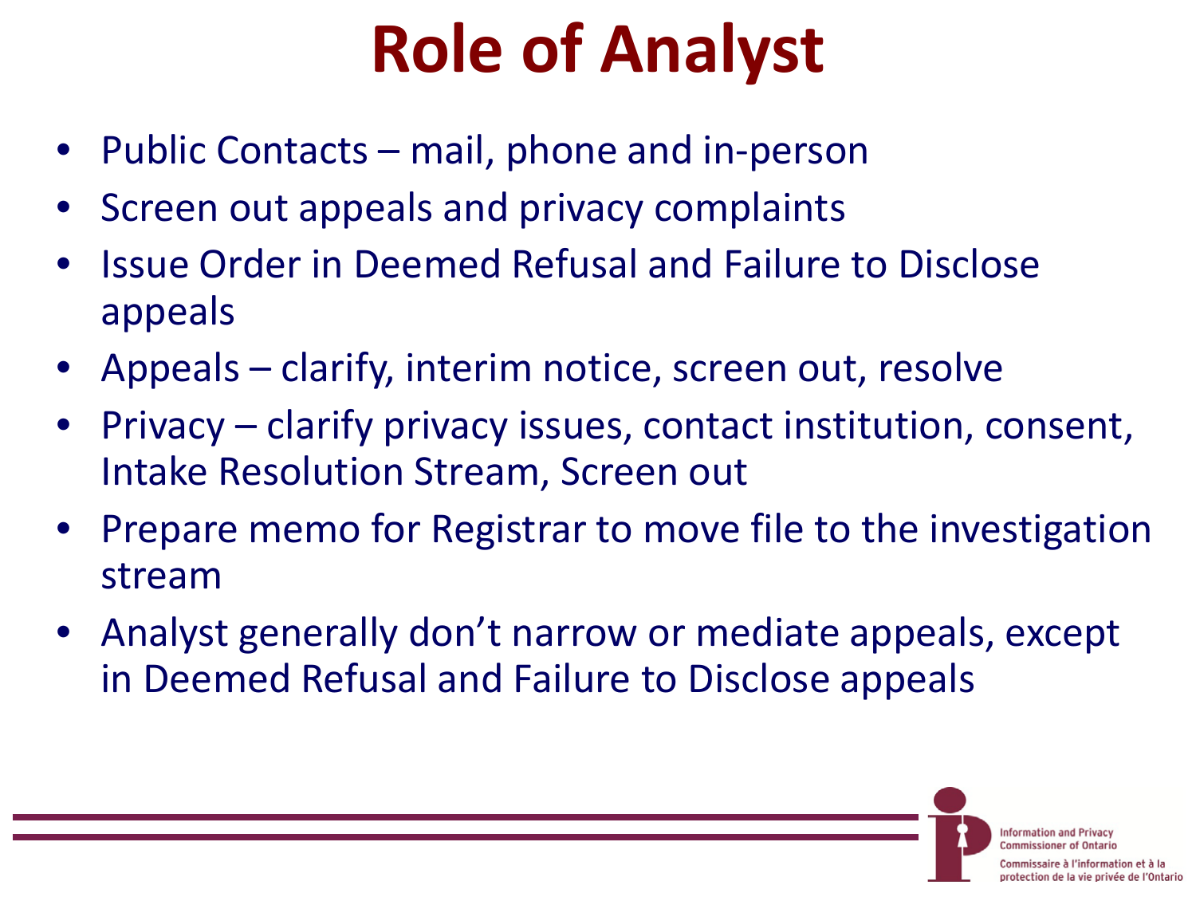# Role of Analyst

- Public Contacts – mail, phone and in-person
- Screen out appeals and privacy complaints
- Issue Order in Deemed Refusal and Failure to Disclose appeals
- Appeals – clarify, interim notice, screen out, resolve
- Privacy – clarify privacy issues, contact institution, consent, Intake Resolution Stream, Screen out
- Prepare memo for Registrar to move file to the investigation stream
- Analyst generally don't narrow or mediate appeals, except in Deemed Refusal and Failure to Disclose appeals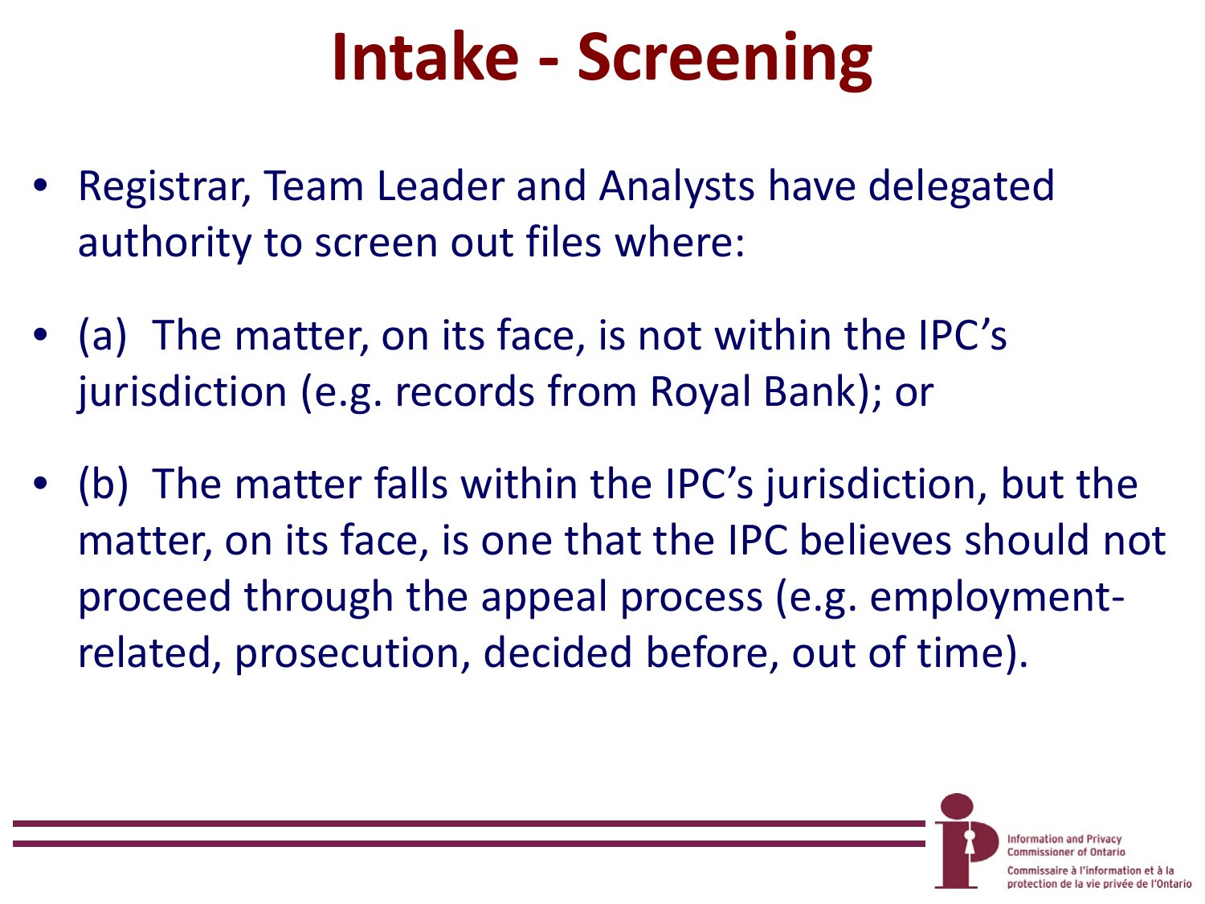# Intake - Screening

- Registrar, Team Leader and Analysts have delegated authority to screen out files where:
- (a) The matter, on its face, is not within the IPC's jurisdiction (e.g. records from Royal Bank); or
- (b) The matter falls within the IPC's jurisdiction, but the matter, on its face, is one that the IPC believes should not proceed through the appeal process (e.g. employment-related, prosecution, decided before, out of time).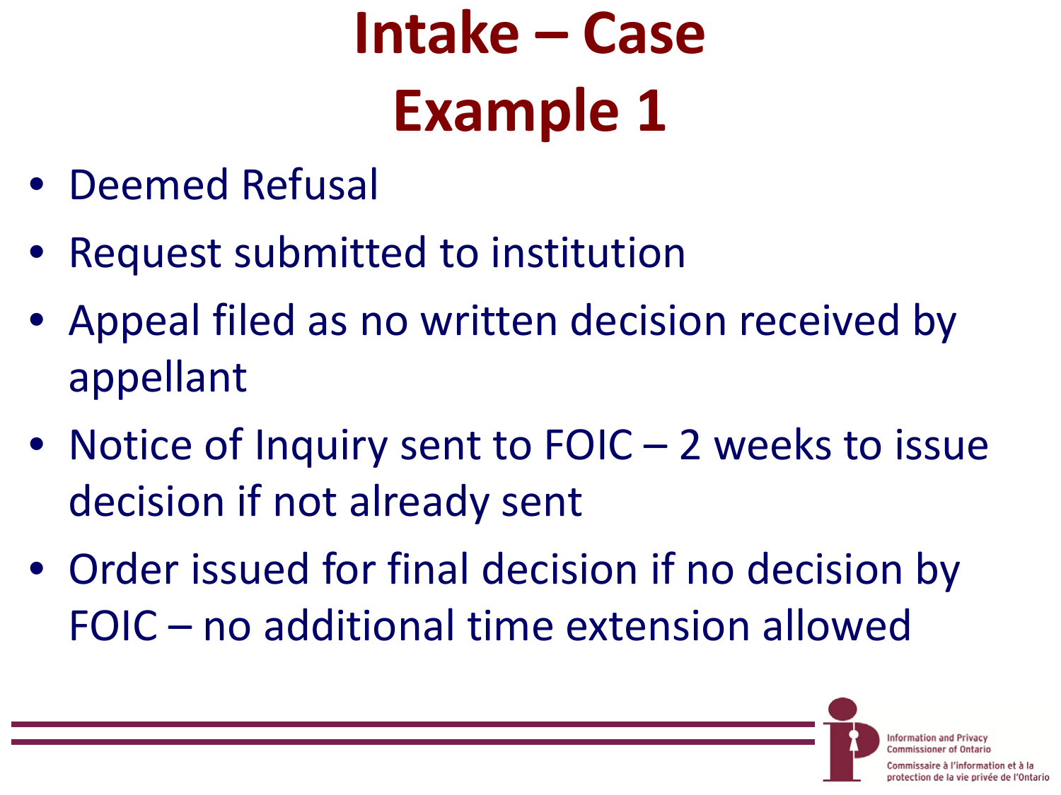# Intake – Case Example 1

- Deemed Refusal
- Request submitted to institution
- Appeal filed as no written decision received by appellant
- Notice of Inquiry sent to FOIC – 2 weeks to issue decision if not already sent
- Order issued for final decision if no decision by FOIC – no additional time extension allowed

Information and Privacy Commissioner of Ontario

Commissaire à l'information et à la protection de la vie privée de l'Ontario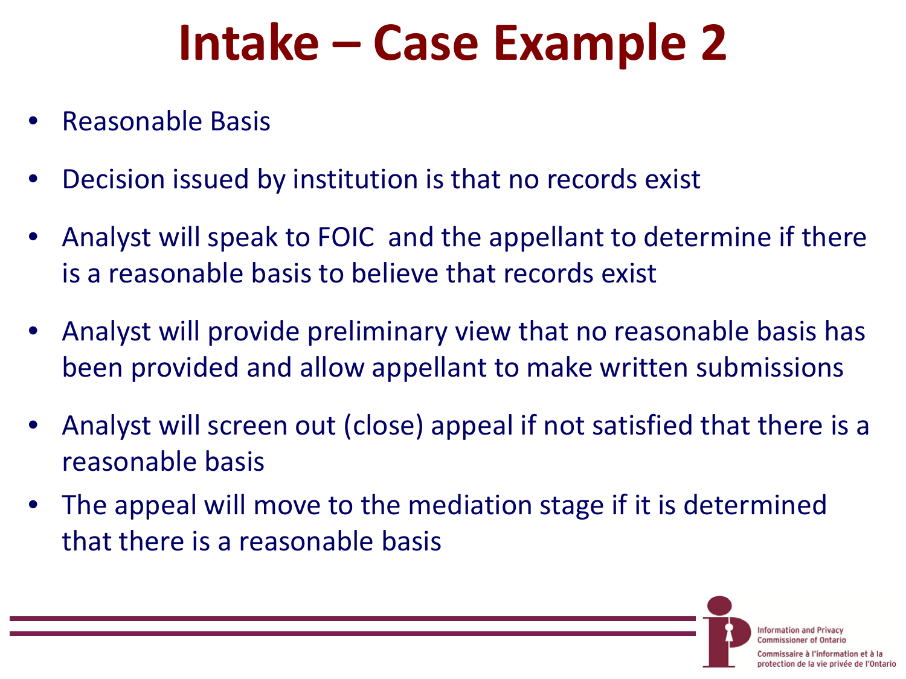# Intake – Case Example 2

- Reasonable Basis
- Decision issued by institution is that no records exist
- Analyst will speak to FOIC and the appellant to determine if there is a reasonable basis to believe that records exist
- Analyst will provide preliminary view that no reasonable basis has been provided and allow appellant to make written submissions
- Analyst will screen out (close) appeal if not satisfied that there is a reasonable basis
- The appeal will move to the mediation stage if it is determined that there is a reasonable basis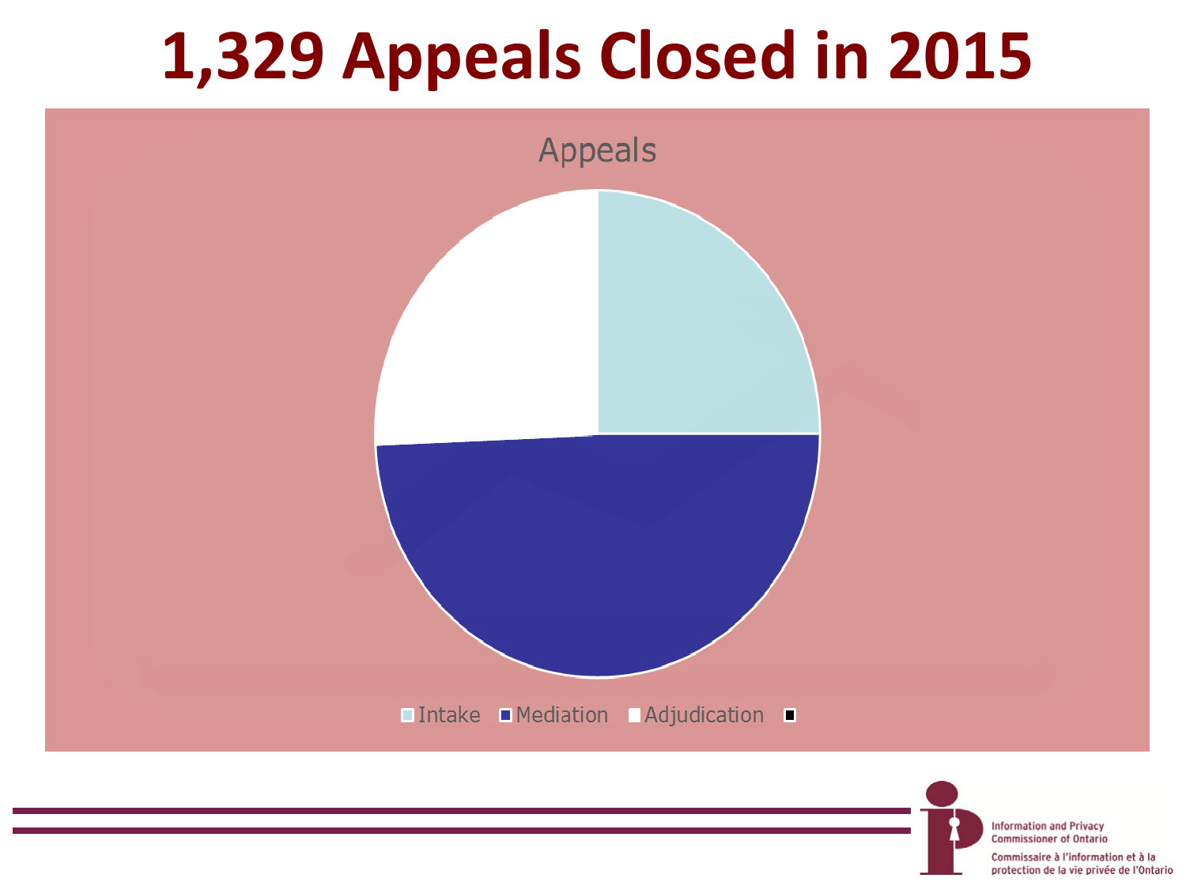# 1,329 Appeals Closed in 2015

Appeals

Intake Mediation Adjudication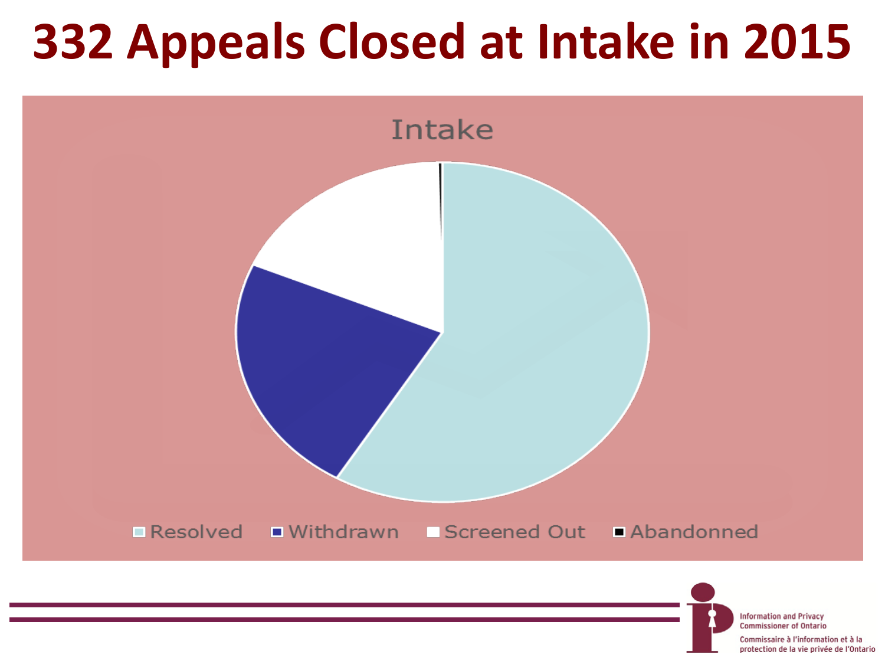# 332 Appeals Closed at Intake in 2015

Intake

Resolved | Withdrawn | Screened Out | Abandonned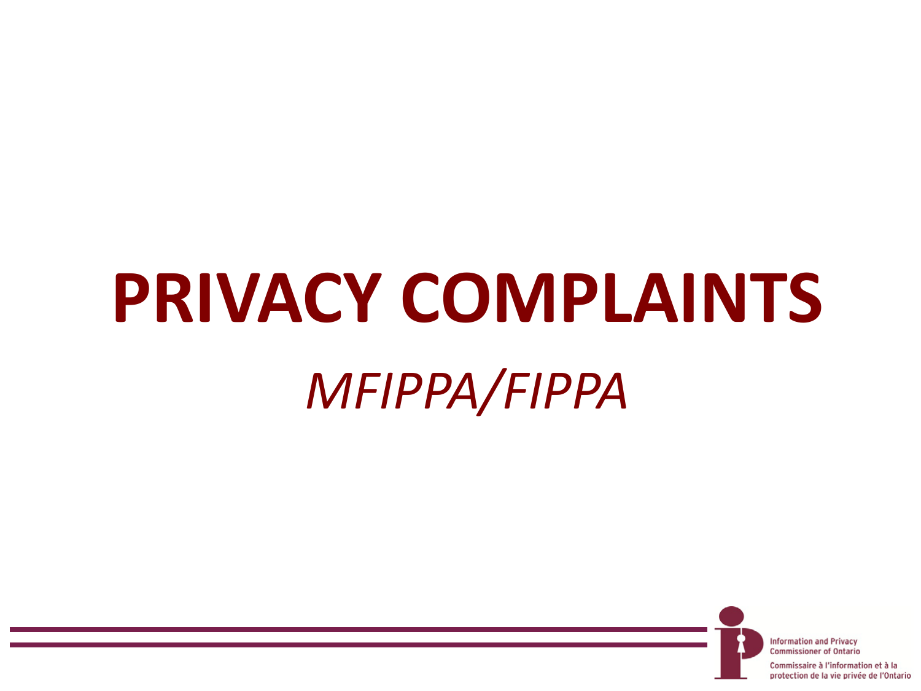# PRIVACY COMPLAINTS

*MFIPPA/FIPPA*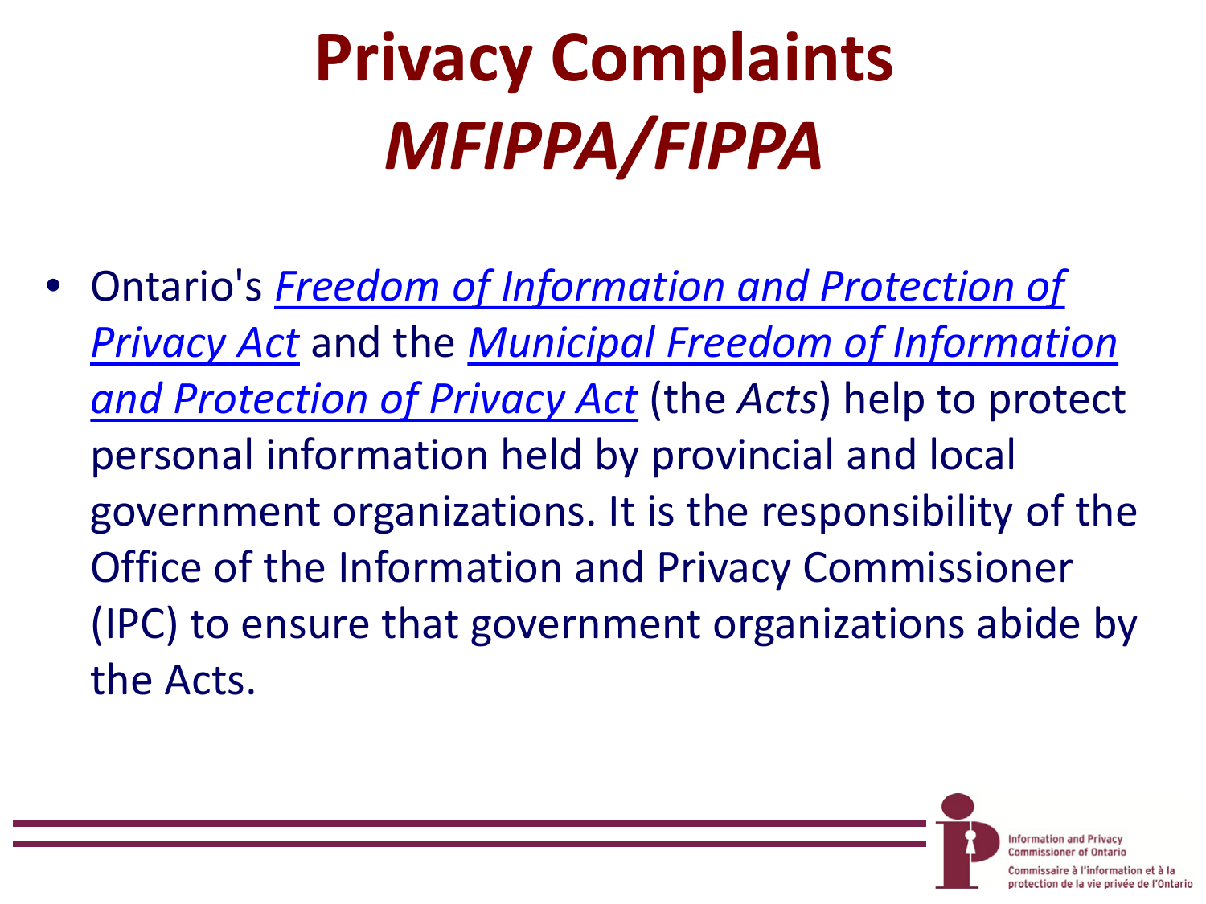# Privacy Complaints *MFIPPA/FIPPA*

- Ontario's *Freedom of Information and Protection of Privacy Act* and the *Municipal Freedom of Information and Protection of Privacy Act* (the *Acts*) help to protect personal information held by provincial and local government organizations. It is the responsibility of the Office of the Information and Privacy Commissioner (IPC) to ensure that government organizations abide by the Acts.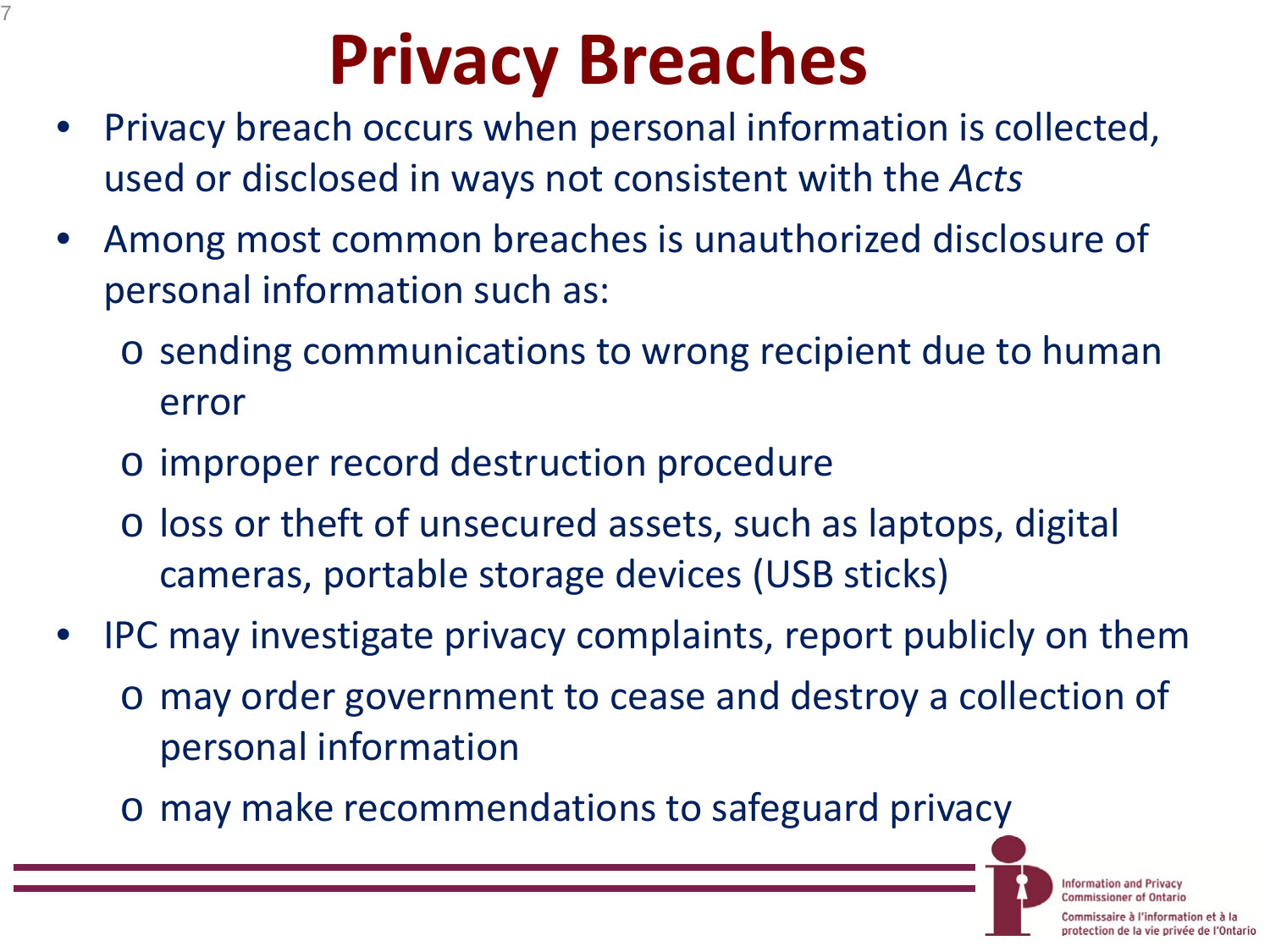# Privacy Breaches

- Privacy breach occurs when personal information is collected, used or disclosed in ways not consistent with the *Acts*
- Among most common breaches is unauthorized disclosure of personal information such as:
  - sending communications to wrong recipient due to human error
  - improper record destruction procedure
  - loss or theft of unsecured assets, such as laptops, digital cameras, portable storage devices (USB sticks)
- IPC may investigate privacy complaints, report publicly on them
  - may order government to cease and destroy a collection of personal information
  - may make recommendations to safeguard privacy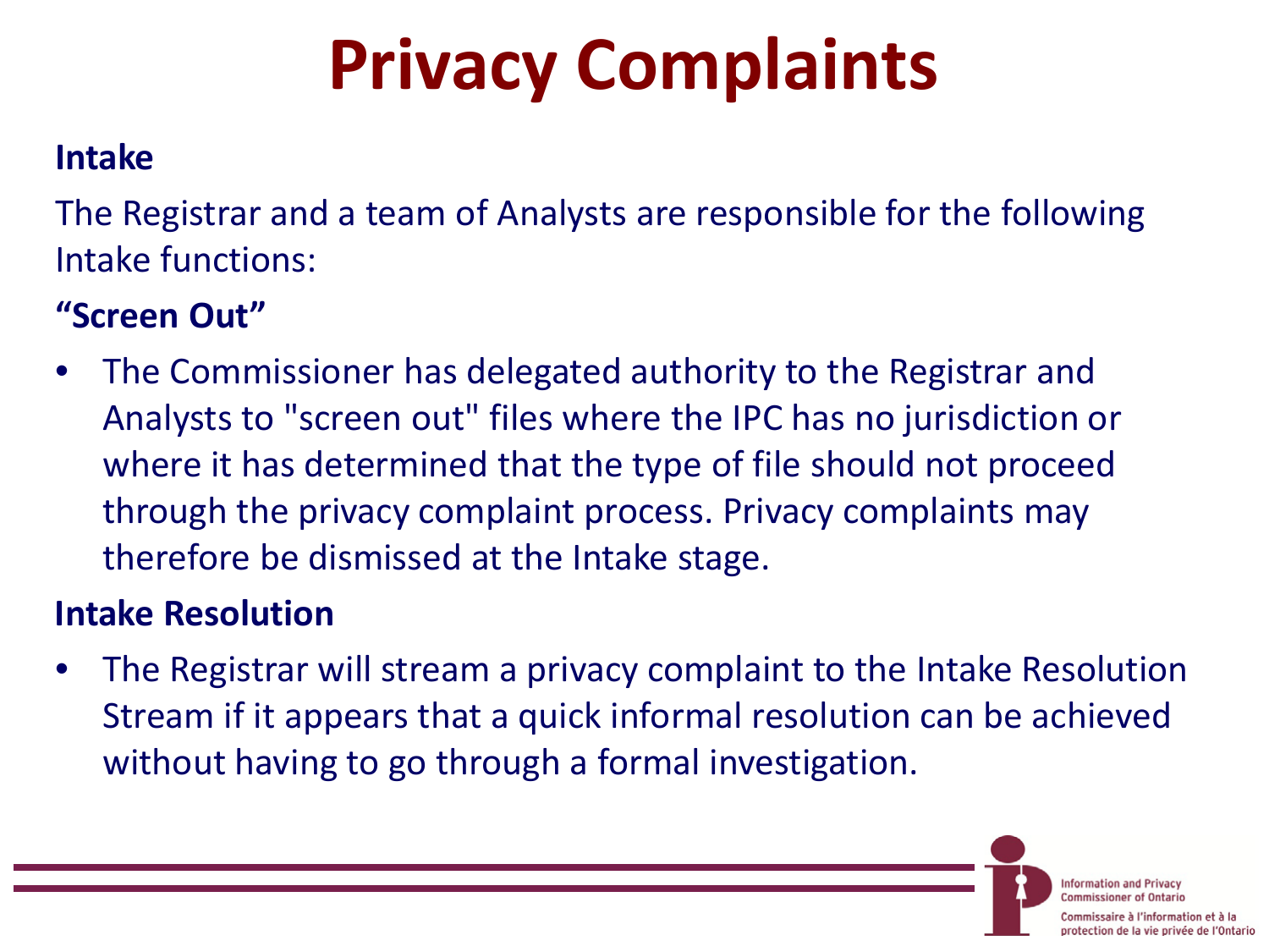# Privacy Complaints

**Intake**

The Registrar and a team of Analysts are responsible for the following Intake functions:

**"Screen Out"**

- The Commissioner has delegated authority to the Registrar and Analysts to "screen out" files where the IPC has no jurisdiction or where it has determined that the type of file should not proceed through the privacy complaint process. Privacy complaints may therefore be dismissed at the Intake stage.

**Intake Resolution**

- The Registrar will stream a privacy complaint to the Intake Resolution Stream if it appears that a quick informal resolution can be achieved without having to go through a formal investigation.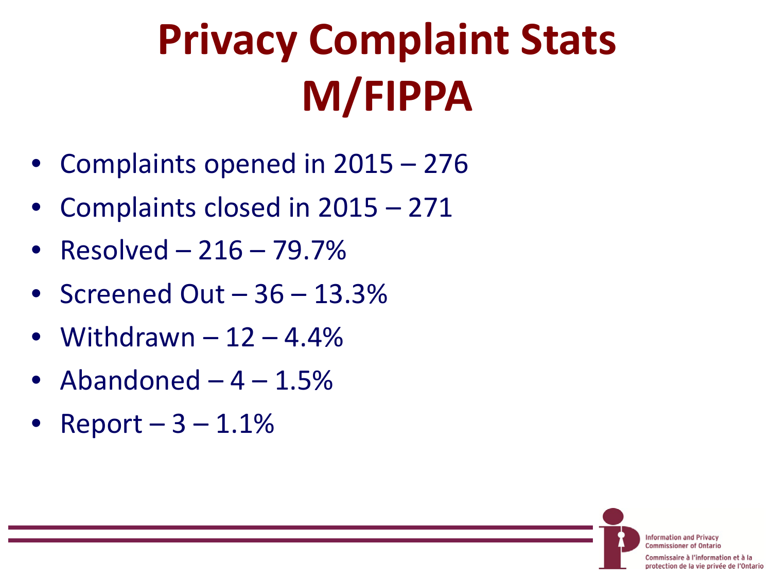# Privacy Complaint Stats M/FIPPA

- Complaints opened in 2015 – 276
- Complaints closed in 2015 – 271
- Resolved – 216 – 79.7%
- Screened Out – 36 – 13.3%
- Withdrawn – 12 – 4.4%
- Abandoned – 4 – 1.5%
- Report – 3 – 1.1%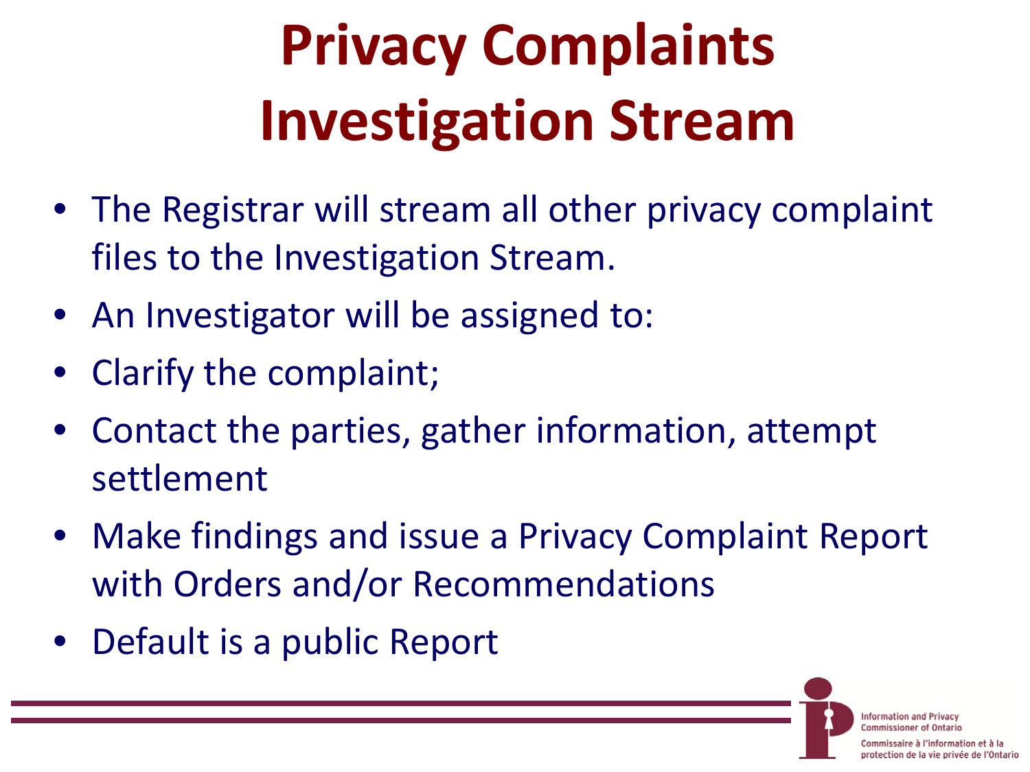# Privacy Complaints Investigation Stream

- The Registrar will stream all other privacy complaint files to the Investigation Stream.
- An Investigator will be assigned to:
- Clarify the complaint;
- Contact the parties, gather information, attempt settlement
- Make findings and issue a Privacy Complaint Report with Orders and/or Recommendations
- Default is a public Report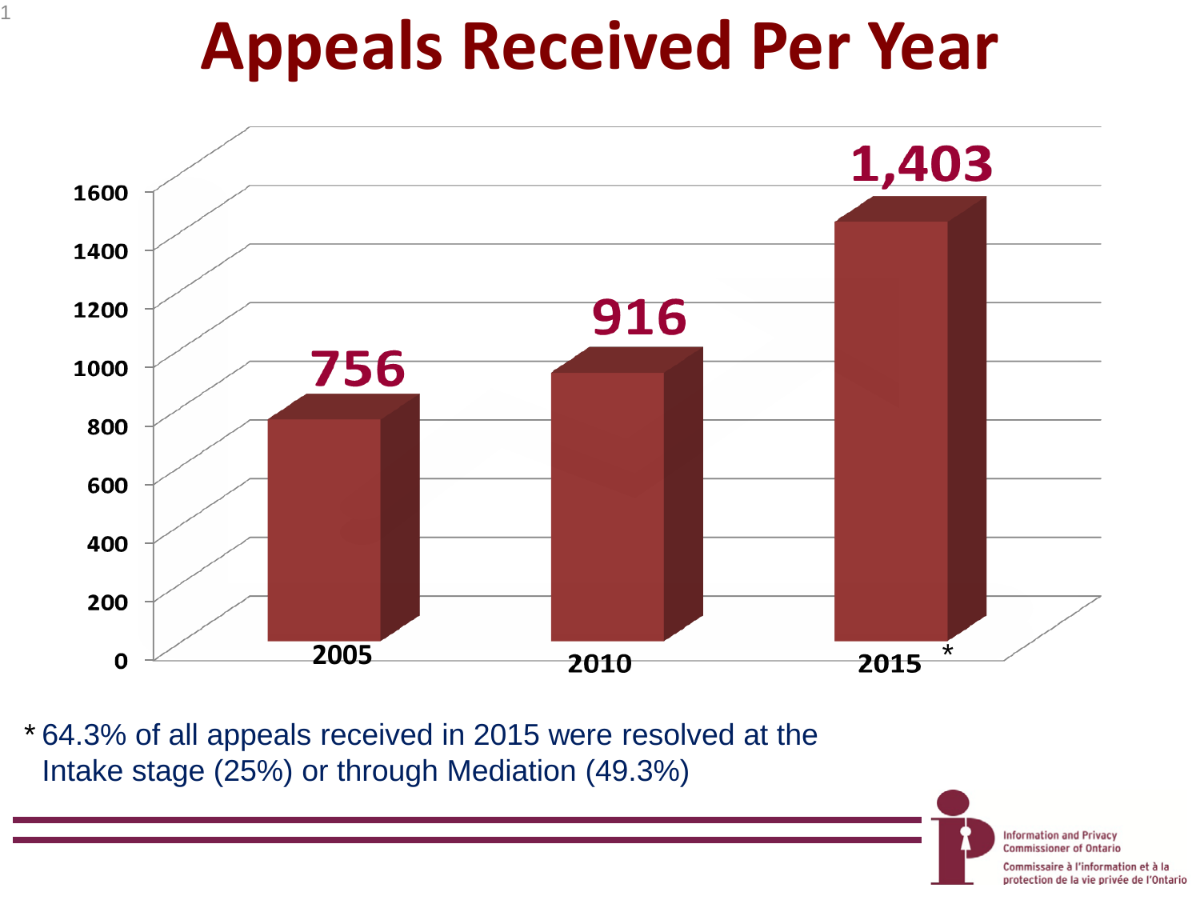# Appeals Received Per Year

| Year | Appeals Received |
| --- | --- |
| 2005 | 756 |
| 2010 | 916 |
| 2015 * | 1,403 |

\* 64.3% of all appeals received in 2015 were resolved at the Intake stage (25%) or through Mediation (49.3%)

Information and Privacy Commissioner of Ontario
Commissaire à l'information et à la protection de la vie privée de l'Ontario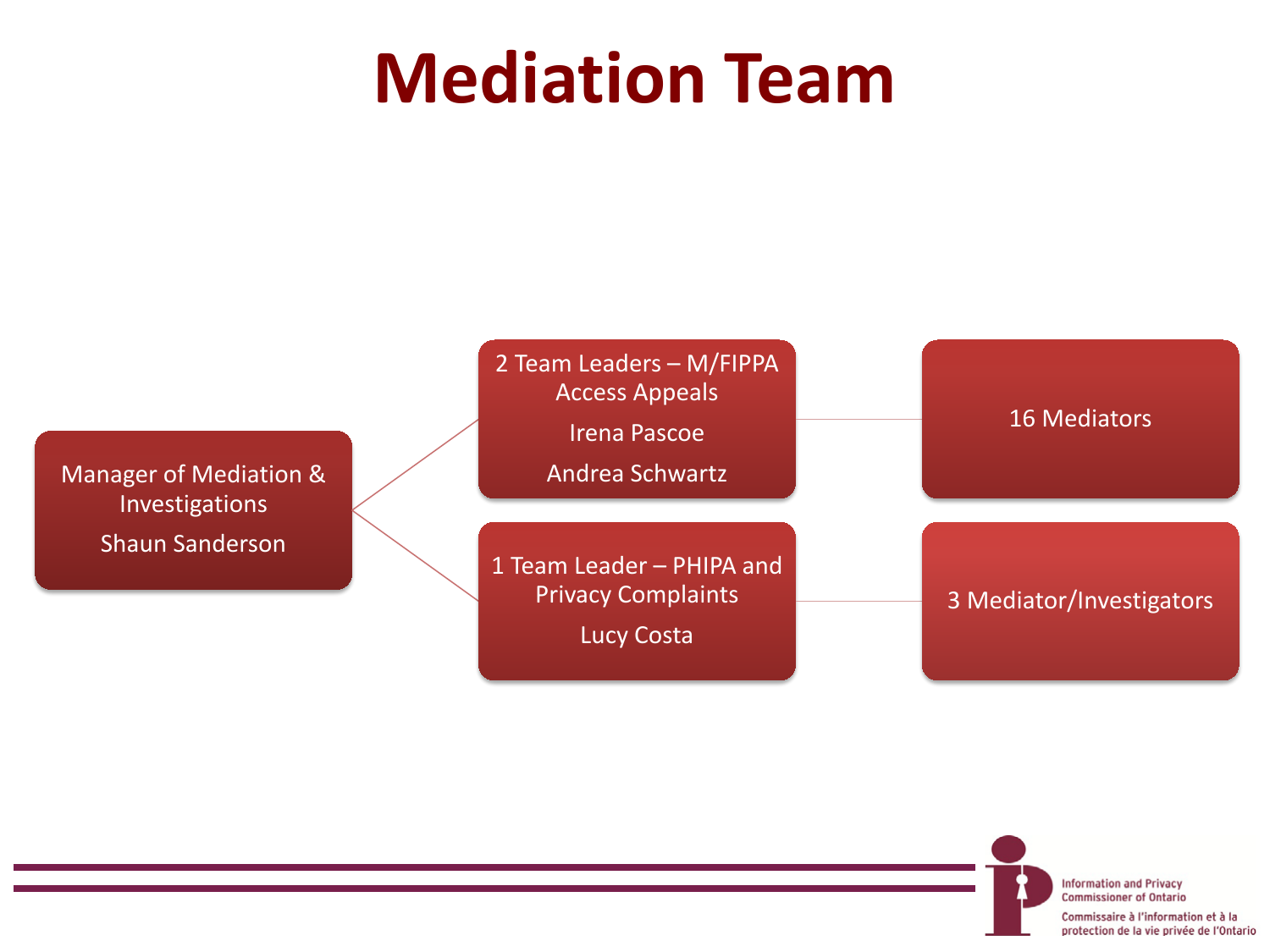# Mediation Team

- Manager of Mediation & Investigations
  Shaun Sanderson
  - 2 Team Leaders – M/FIPPA Access Appeals
    Irena Pascoe
    Andrea Schwartz
    - 16 Mediators
  - 1 Team Leader – PHIPA and Privacy Complaints
    Lucy Costa
    - 3 Mediator/Investigators

Information and Privacy Commissioner of Ontario
Commissaire à l'information et à la protection de la vie privée de l'Ontario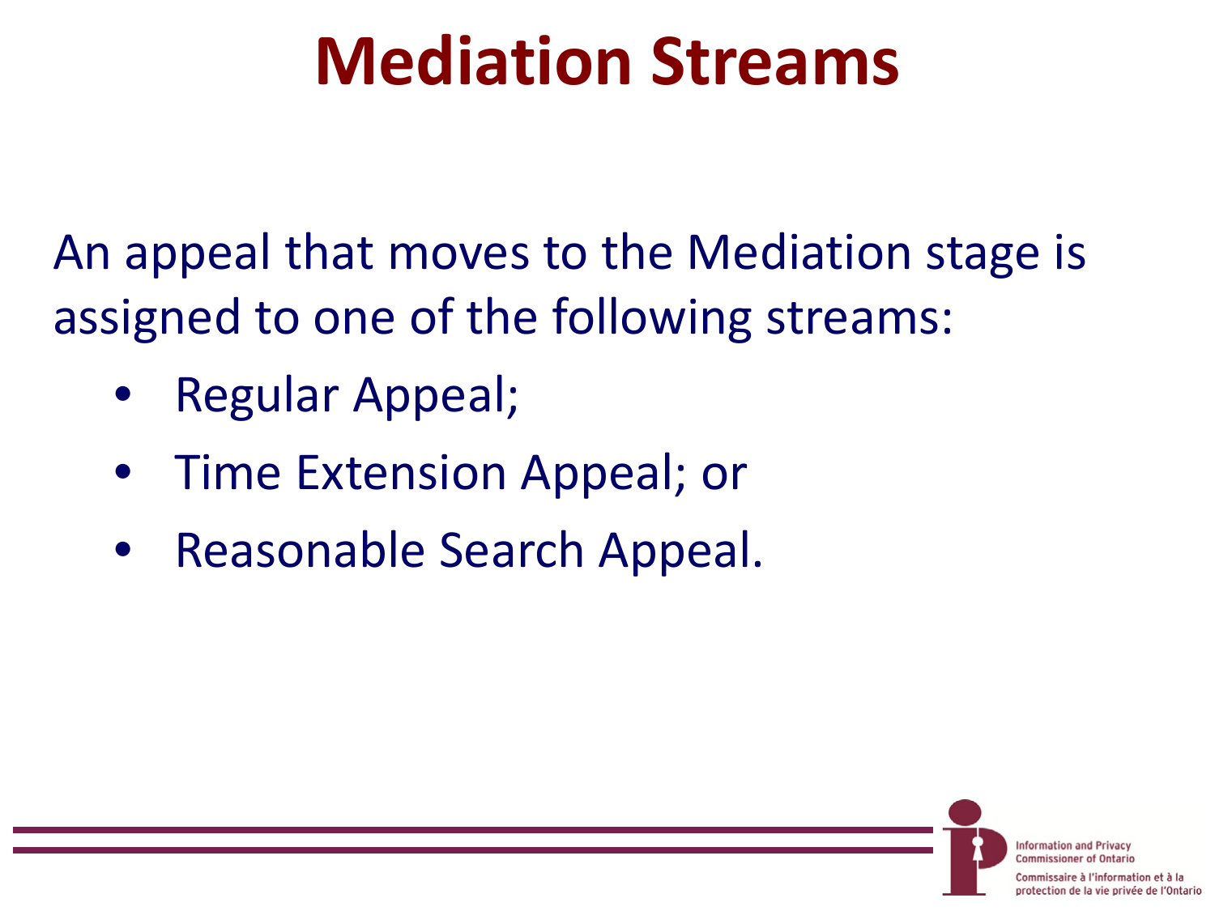# Mediation Streams

An appeal that moves to the Mediation stage is assigned to one of the following streams:

- Regular Appeal;
- Time Extension Appeal; or
- Reasonable Search Appeal.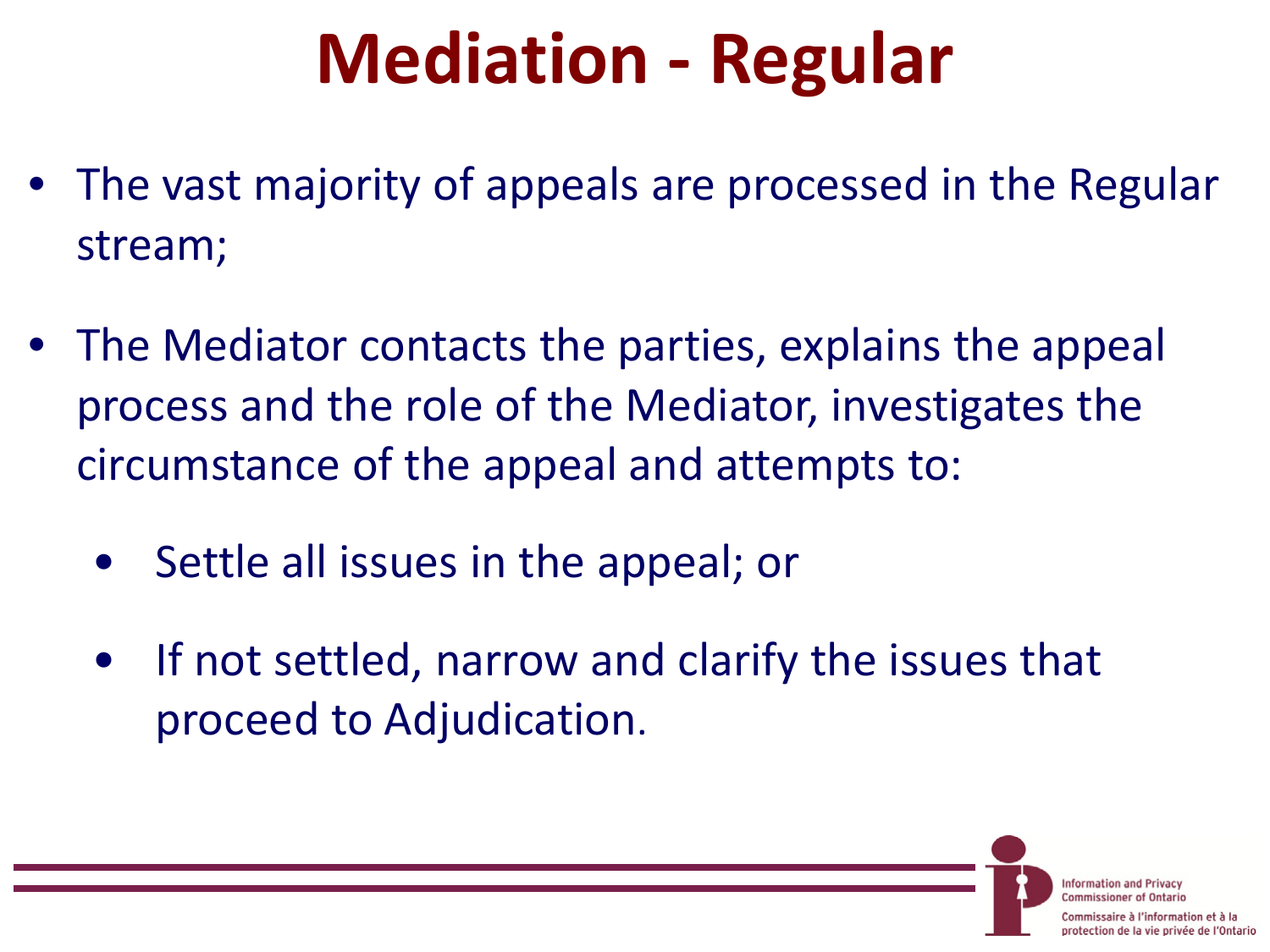# Mediation - Regular

- The vast majority of appeals are processed in the Regular stream;
- The Mediator contacts the parties, explains the appeal process and the role of the Mediator, investigates the circumstance of the appeal and attempts to:
  - Settle all issues in the appeal; or
  - If not settled, narrow and clarify the issues that proceed to Adjudication.

Information and Privacy Commissioner of Ontario
Commissaire à l'information et à la protection de la vie privée de l'Ontario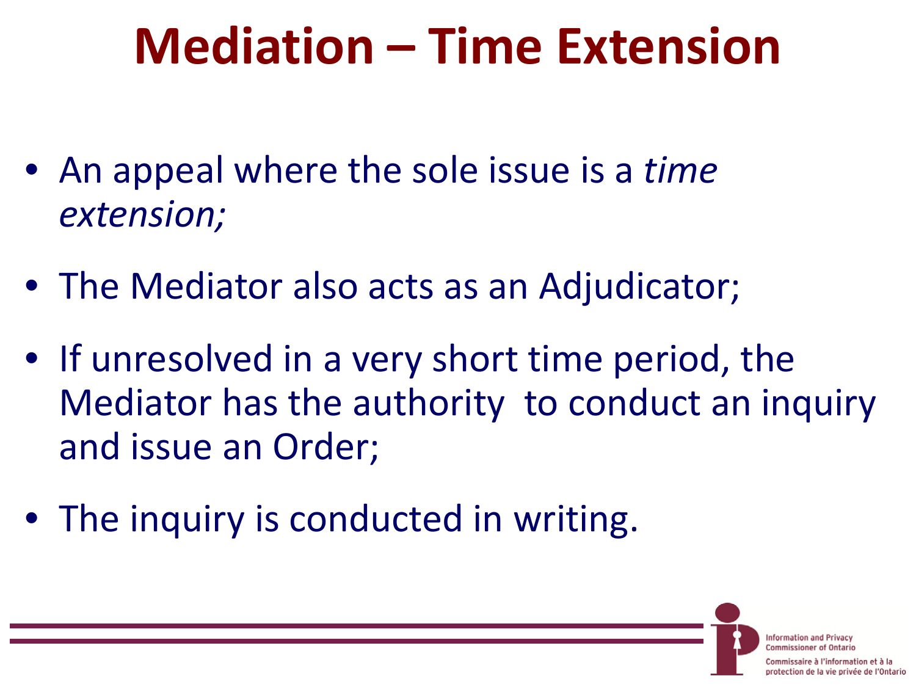# Mediation – Time Extension

- An appeal where the sole issue is a *time extension;*
- The Mediator also acts as an Adjudicator;
- If unresolved in a very short time period, the Mediator has the authority to conduct an inquiry and issue an Order;
- The inquiry is conducted in writing.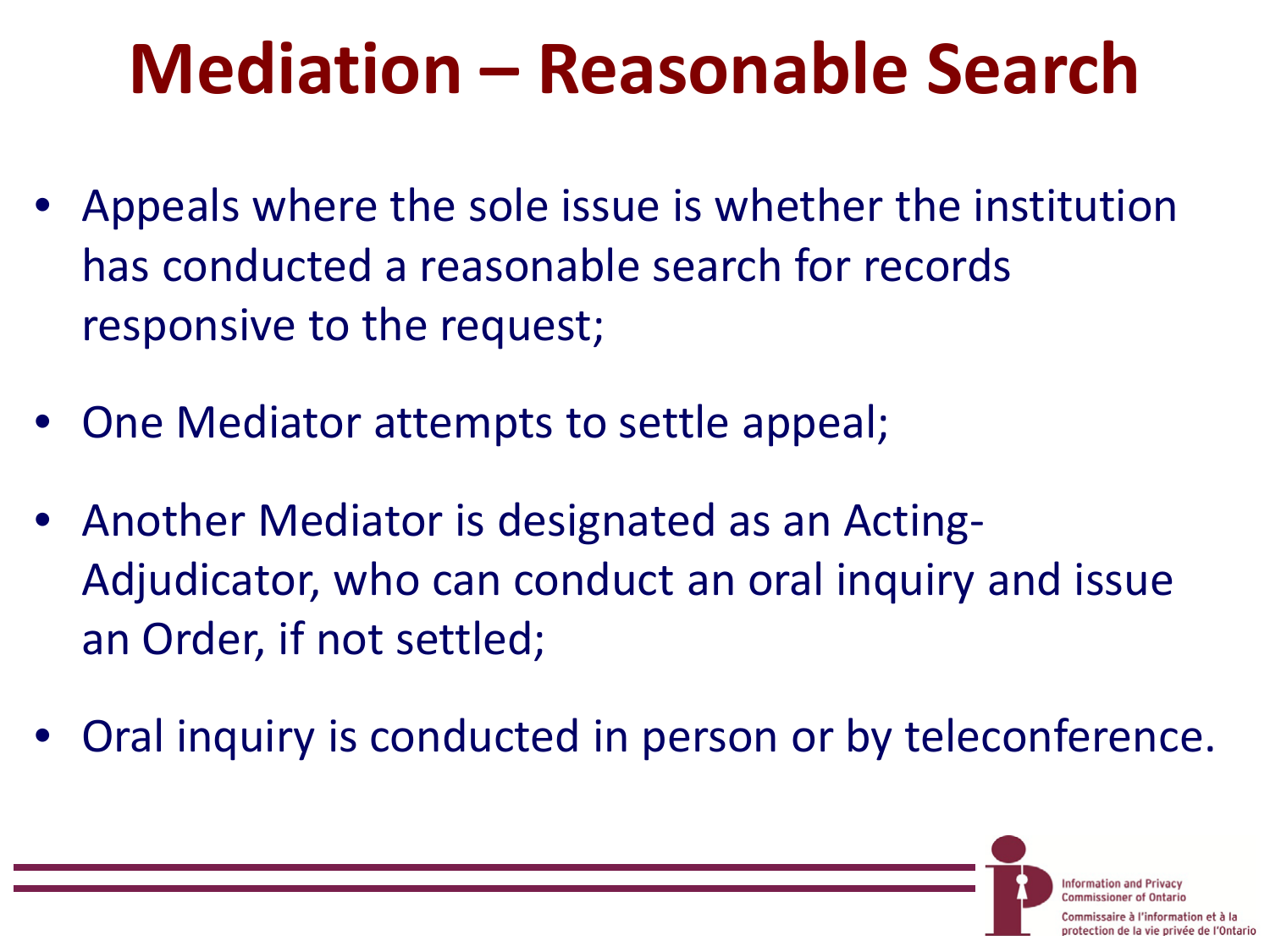# Mediation – Reasonable Search

- Appeals where the sole issue is whether the institution has conducted a reasonable search for records responsive to the request;
- One Mediator attempts to settle appeal;
- Another Mediator is designated as an Acting-Adjudicator, who can conduct an oral inquiry and issue an Order, if not settled;
- Oral inquiry is conducted in person or by teleconference.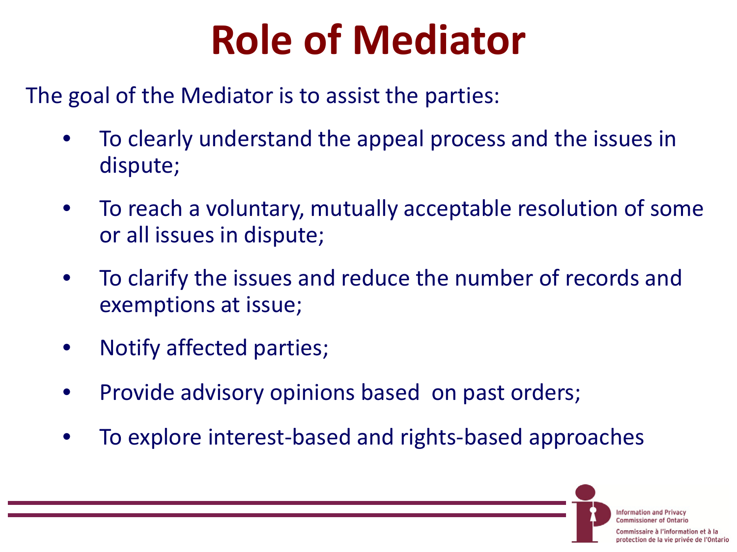# Role of Mediator

The goal of the Mediator is to assist the parties:

- To clearly understand the appeal process and the issues in dispute;
- To reach a voluntary, mutually acceptable resolution of some or all issues in dispute;
- To clarify the issues and reduce the number of records and exemptions at issue;
- Notify affected parties;
- Provide advisory opinions based on past orders;
- To explore interest-based and rights-based approaches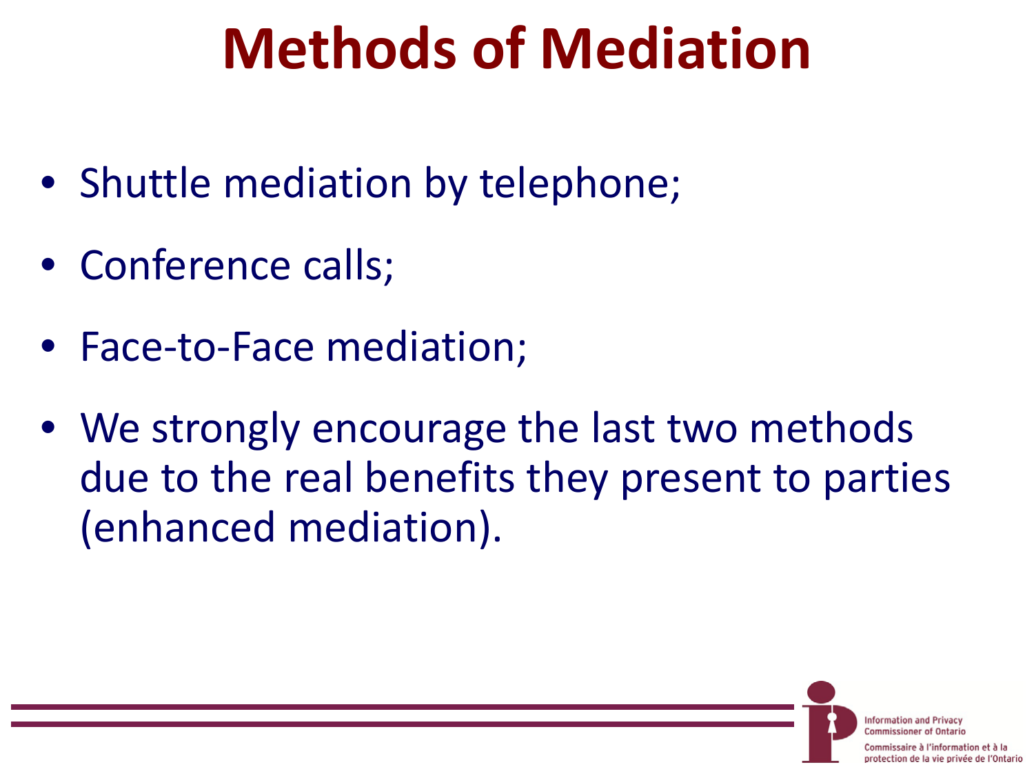# Methods of Mediation

- Shuttle mediation by telephone;
- Conference calls;
- Face-to-Face mediation;
- We strongly encourage the last two methods due to the real benefits they present to parties (enhanced mediation).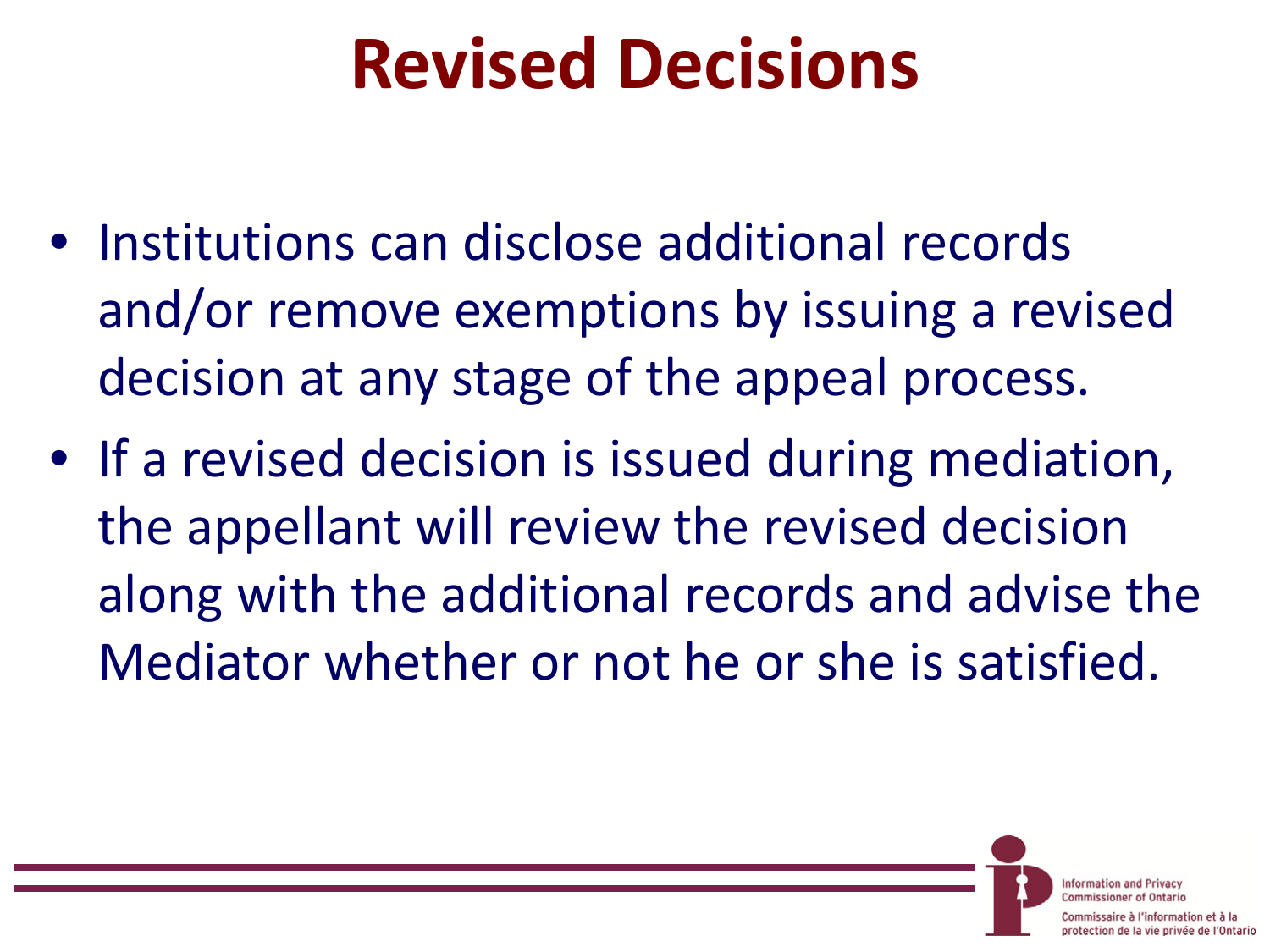# Revised Decisions

- Institutions can disclose additional records and/or remove exemptions by issuing a revised decision at any stage of the appeal process.
- If a revised decision is issued during mediation, the appellant will review the revised decision along with the additional records and advise the Mediator whether or not he or she is satisfied.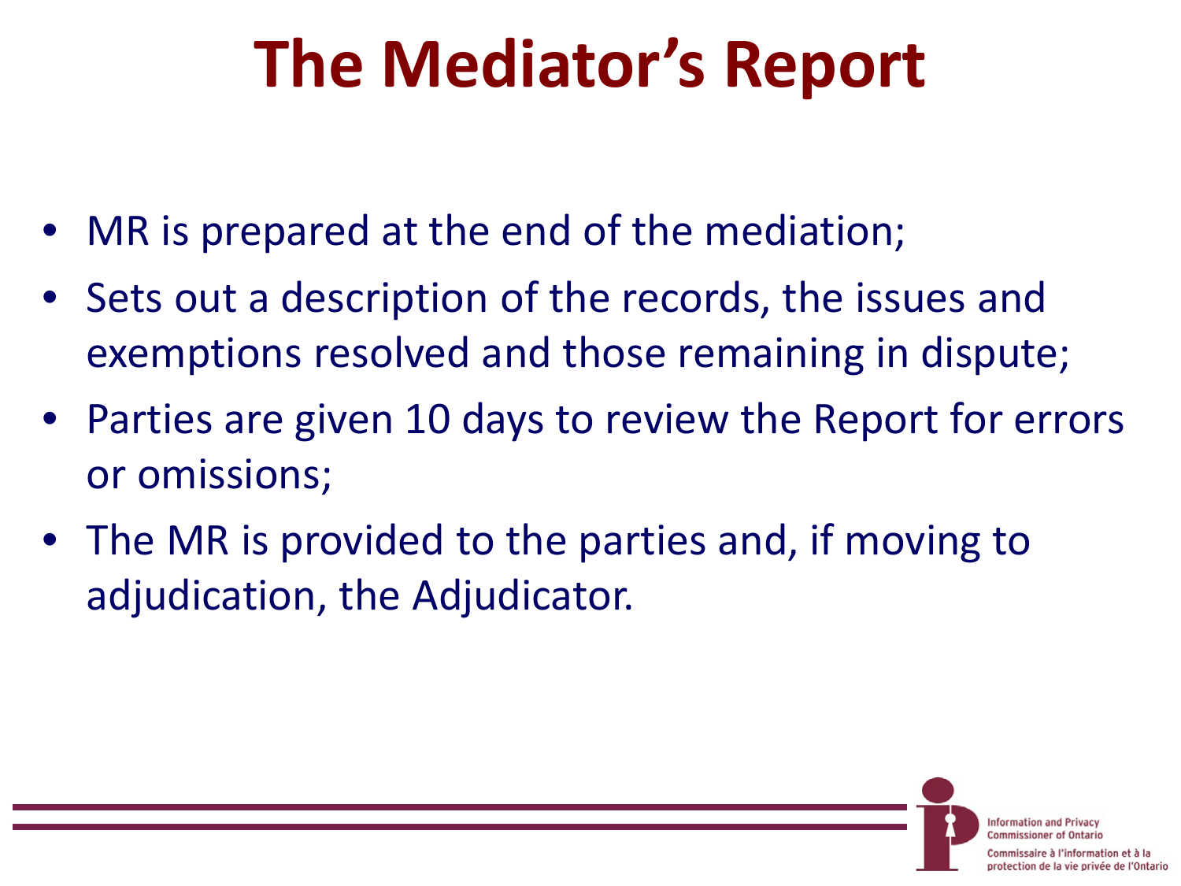# The Mediator's Report

- MR is prepared at the end of the mediation;
- Sets out a description of the records, the issues and exemptions resolved and those remaining in dispute;
- Parties are given 10 days to review the Report for errors or omissions;
- The MR is provided to the parties and, if moving to adjudication, the Adjudicator.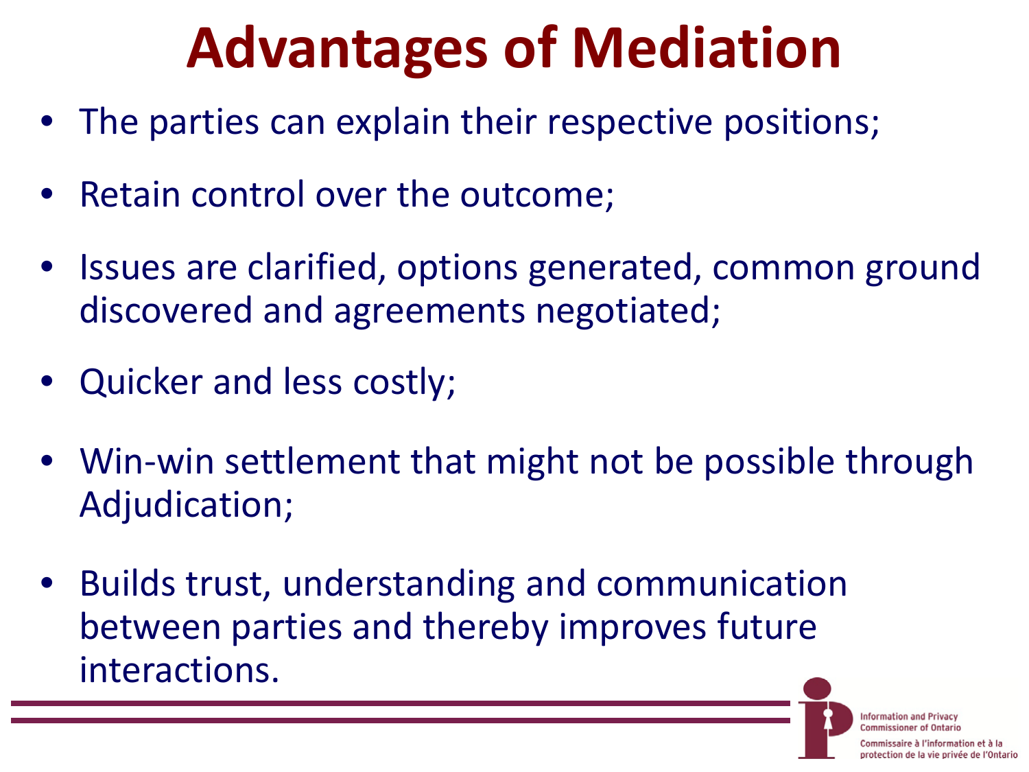# Advantages of Mediation

- The parties can explain their respective positions;
- Retain control over the outcome;
- Issues are clarified, options generated, common ground discovered and agreements negotiated;
- Quicker and less costly;
- Win-win settlement that might not be possible through Adjudication;
- Builds trust, understanding and communication between parties and thereby improves future interactions.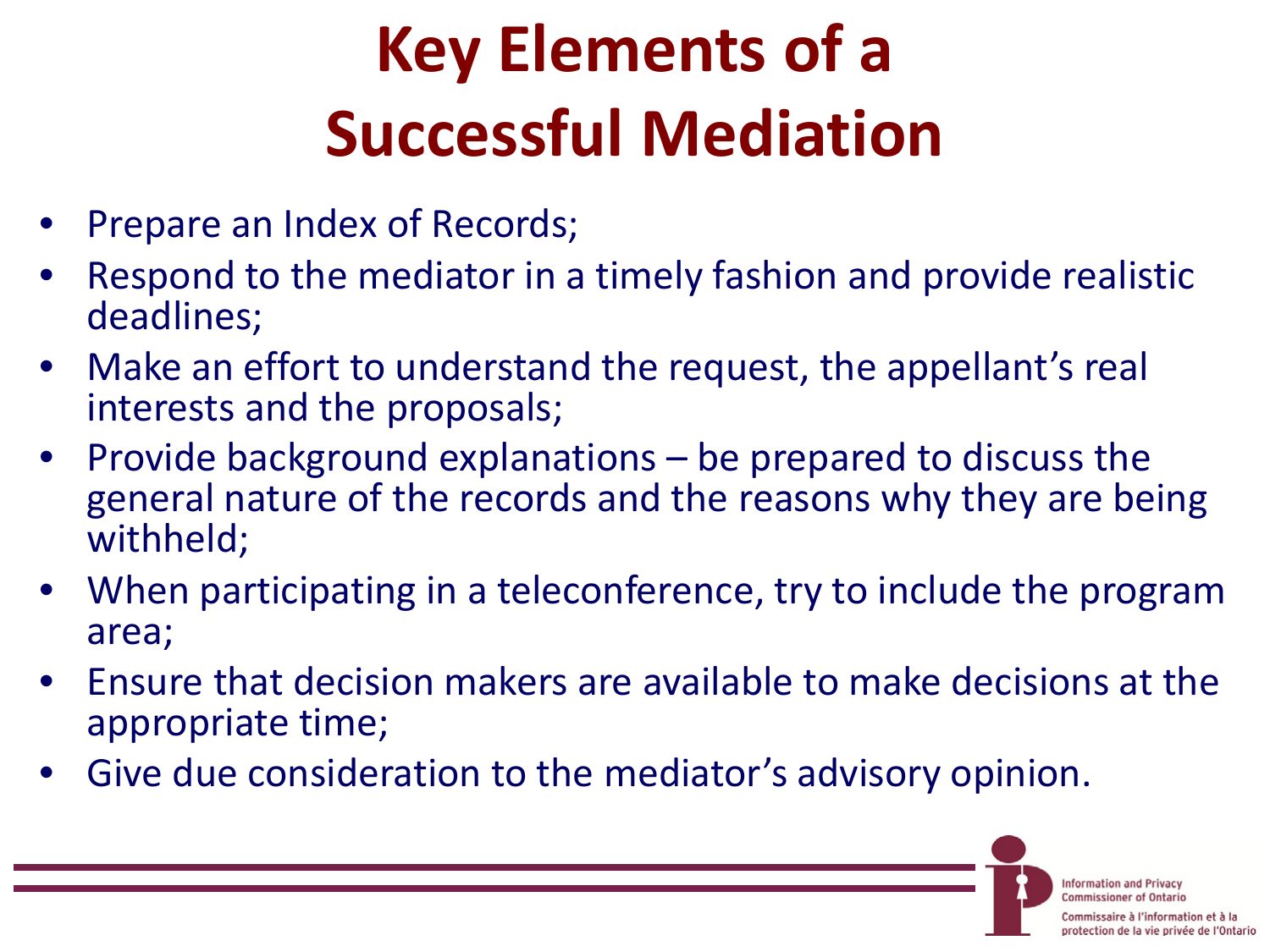# Key Elements of a Successful Mediation

- Prepare an Index of Records;
- Respond to the mediator in a timely fashion and provide realistic deadlines;
- Make an effort to understand the request, the appellant's real interests and the proposals;
- Provide background explanations – be prepared to discuss the general nature of the records and the reasons why they are being withheld;
- When participating in a teleconference, try to include the program area;
- Ensure that decision makers are available to make decisions at the appropriate time;
- Give due consideration to the mediator's advisory opinion.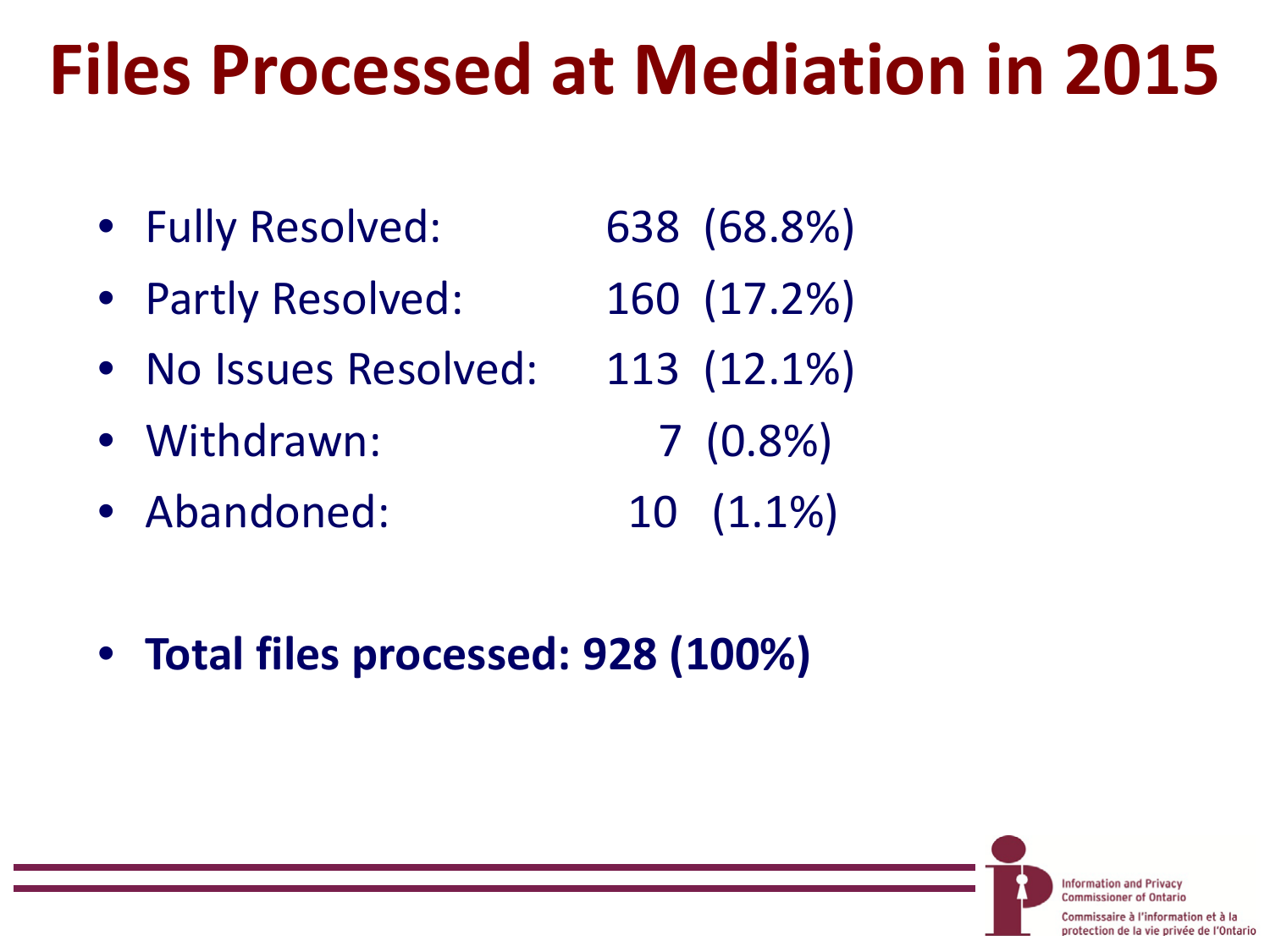# Files Processed at Mediation in 2015

- Fully Resolved: 638 (68.8%)
- Partly Resolved: 160 (17.2%)
- No Issues Resolved: 113 (12.1%)
- Withdrawn: 7 (0.8%)
- Abandoned: 10 (1.1%)

- **Total files processed: 928 (100%)**

Information and Privacy Commissioner of Ontario

Commissaire à l'information et à la protection de la vie privée de l'Ontario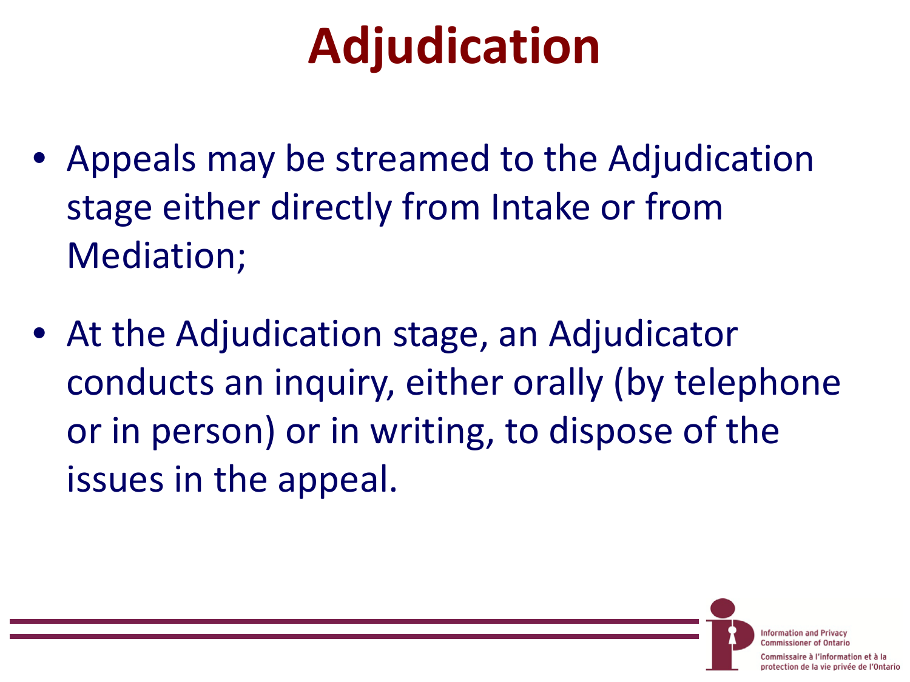# Adjudication

- Appeals may be streamed to the Adjudication stage either directly from Intake or from Mediation;
- At the Adjudication stage, an Adjudicator conducts an inquiry, either orally (by telephone or in person) or in writing, to dispose of the issues in the appeal.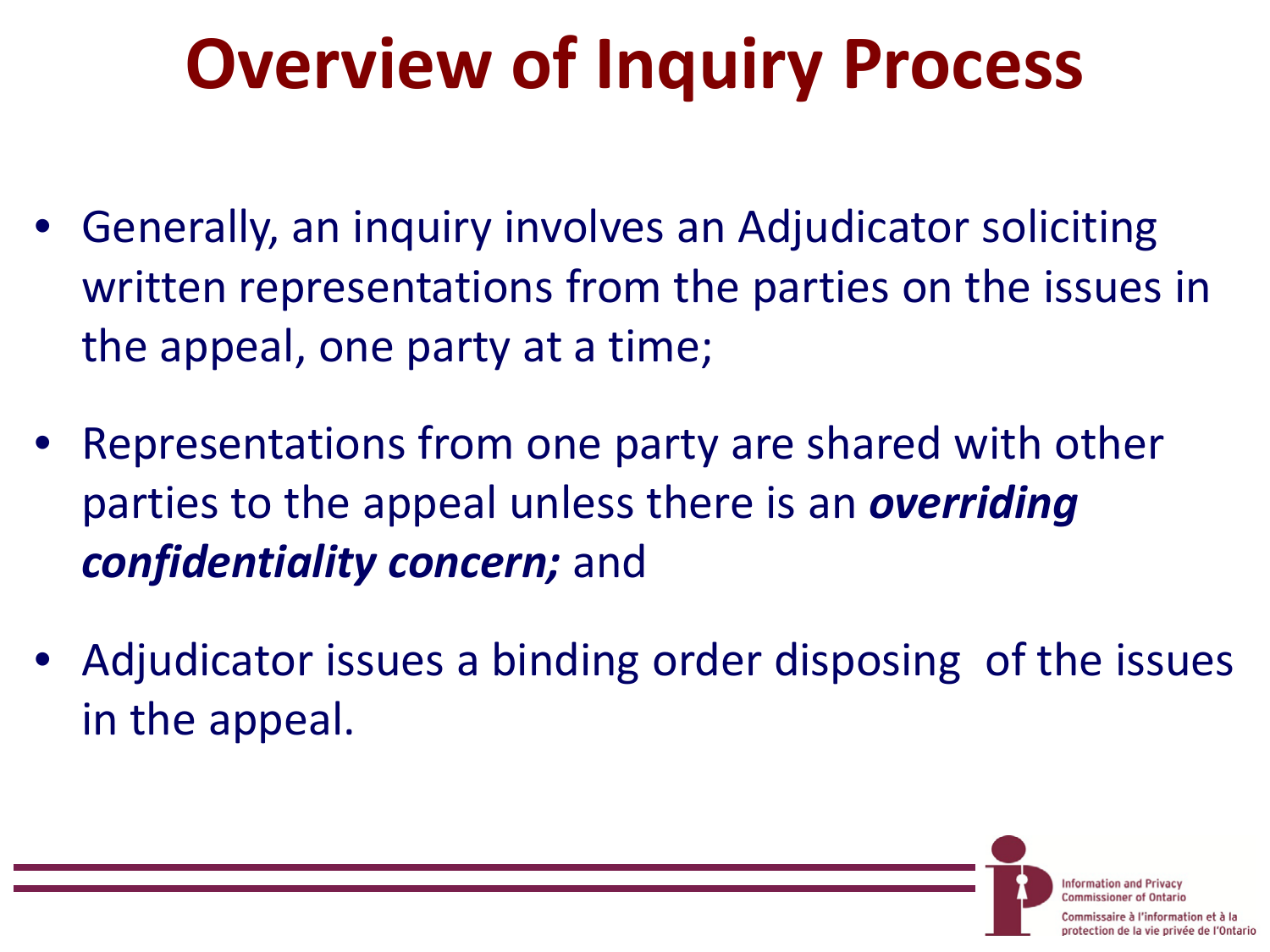# Overview of Inquiry Process

- Generally, an inquiry involves an Adjudicator soliciting written representations from the parties on the issues in the appeal, one party at a time;
- Representations from one party are shared with other parties to the appeal unless there is an ***overriding confidentiality concern;*** and
- Adjudicator issues a binding order disposing of the issues in the appeal.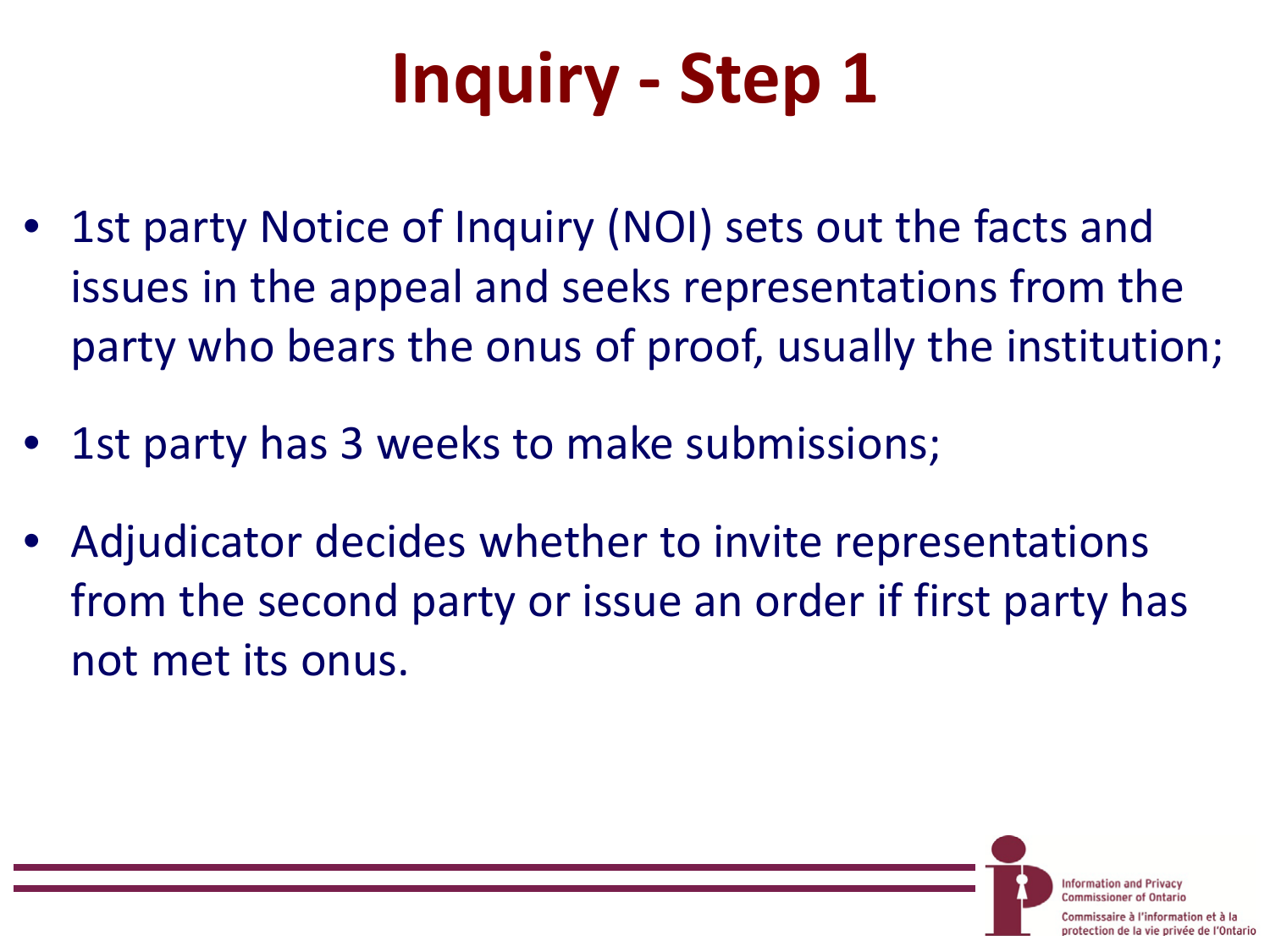# Inquiry - Step 1

- 1st party Notice of Inquiry (NOI) sets out the facts and issues in the appeal and seeks representations from the party who bears the onus of proof, usually the institution;
- 1st party has 3 weeks to make submissions;
- Adjudicator decides whether to invite representations from the second party or issue an order if first party has not met its onus.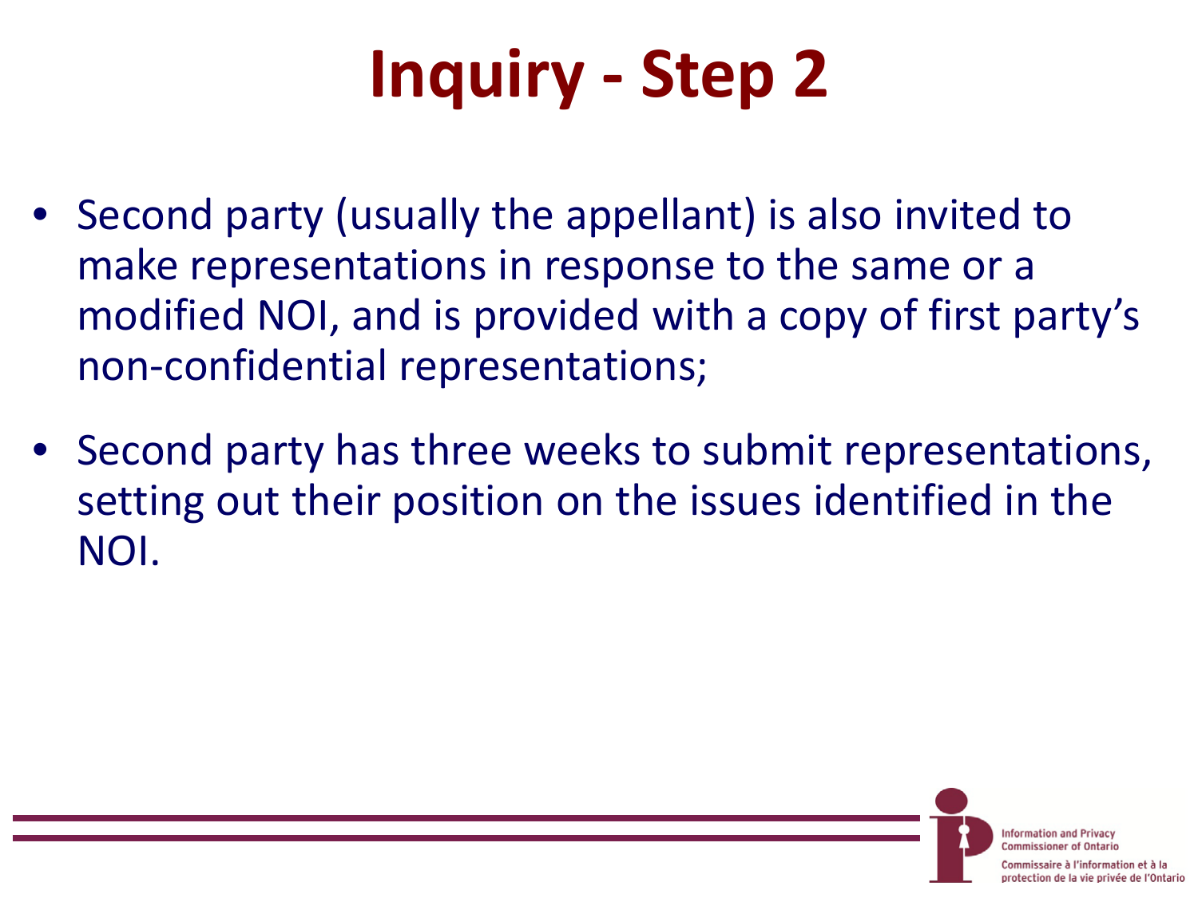# Inquiry - Step 2

- Second party (usually the appellant) is also invited to make representations in response to the same or a modified NOI, and is provided with a copy of first party's non-confidential representations;
- Second party has three weeks to submit representations, setting out their position on the issues identified in the NOI.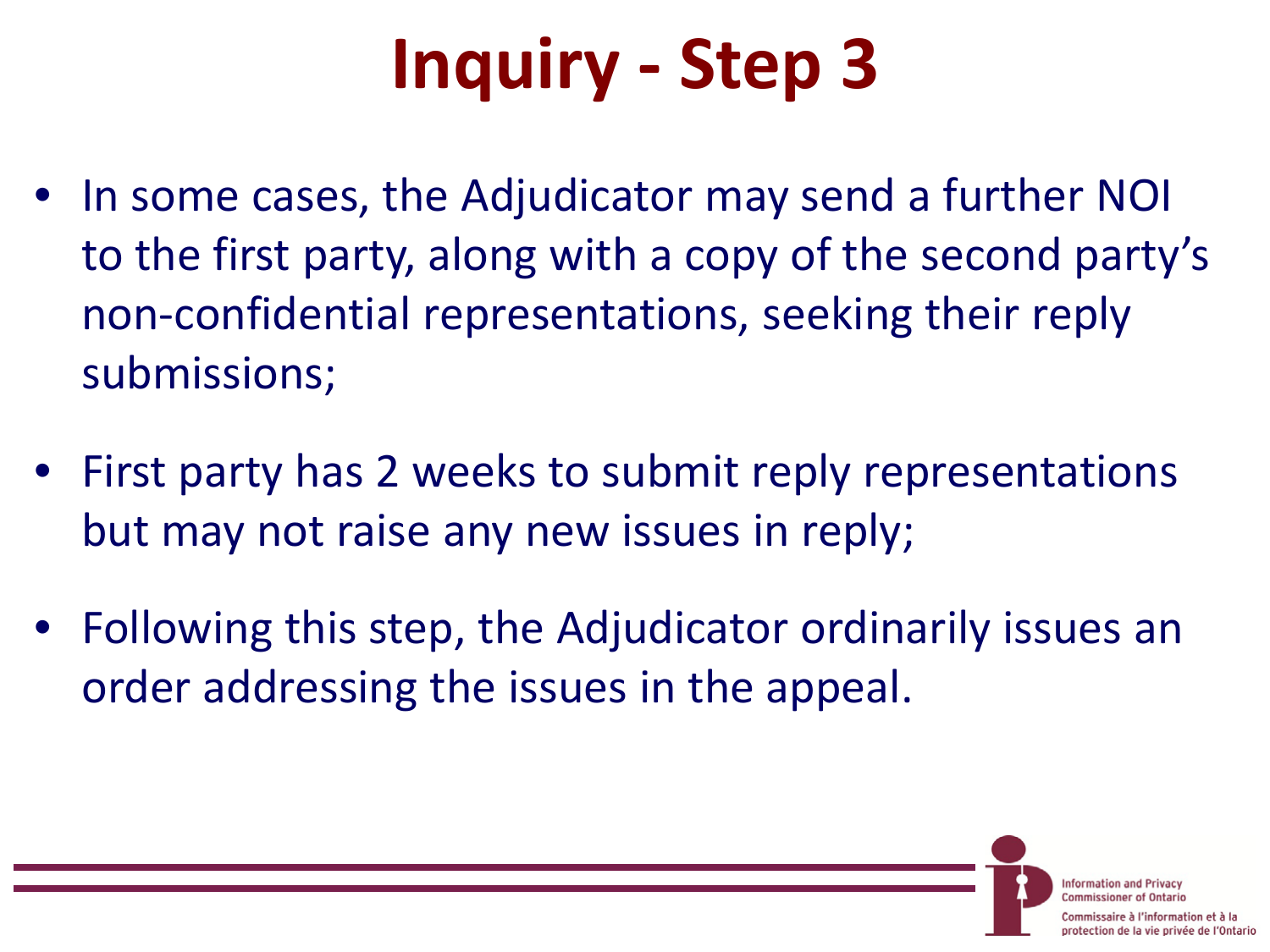# Inquiry - Step 3

- In some cases, the Adjudicator may send a further NOI to the first party, along with a copy of the second party's non-confidential representations, seeking their reply submissions;
- First party has 2 weeks to submit reply representations but may not raise any new issues in reply;
- Following this step, the Adjudicator ordinarily issues an order addressing the issues in the appeal.

Information and Privacy Commissioner of Ontario

Commissaire à l'information et à la protection de la vie privée de l'Ontario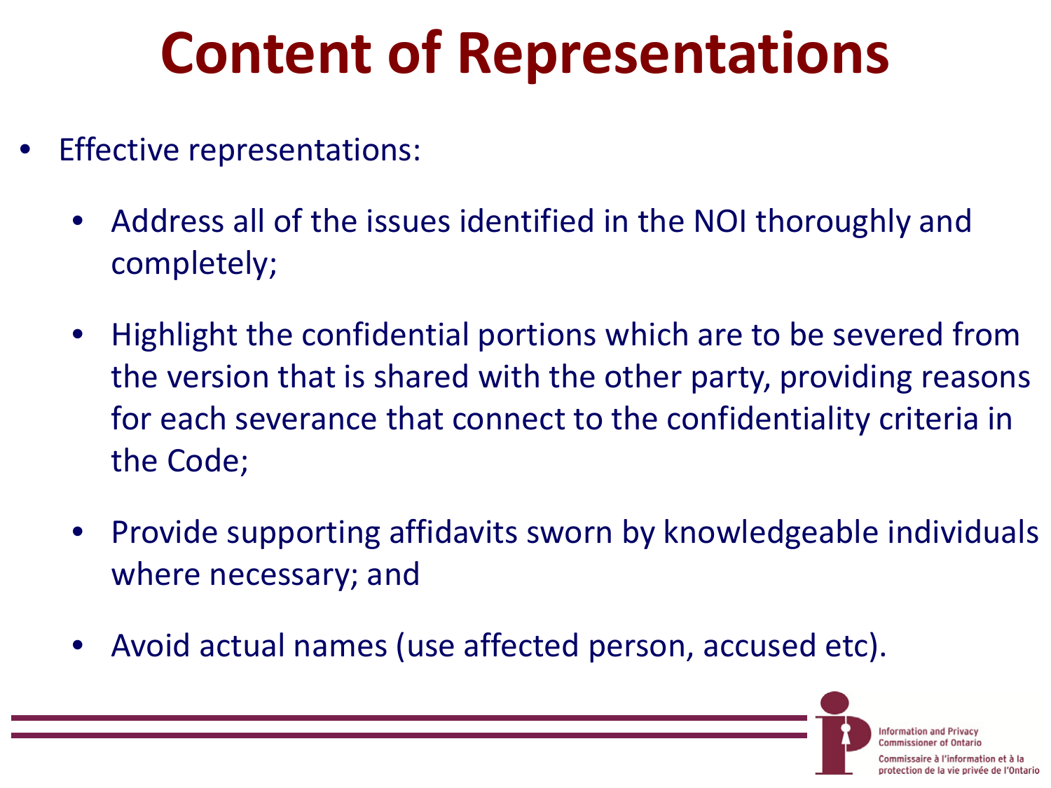# Content of Representations

- Effective representations:
  - Address all of the issues identified in the NOI thoroughly and completely;
  - Highlight the confidential portions which are to be severed from the version that is shared with the other party, providing reasons for each severance that connect to the confidentiality criteria in the Code;
  - Provide supporting affidavits sworn by knowledgeable individuals where necessary; and
  - Avoid actual names (use affected person, accused etc).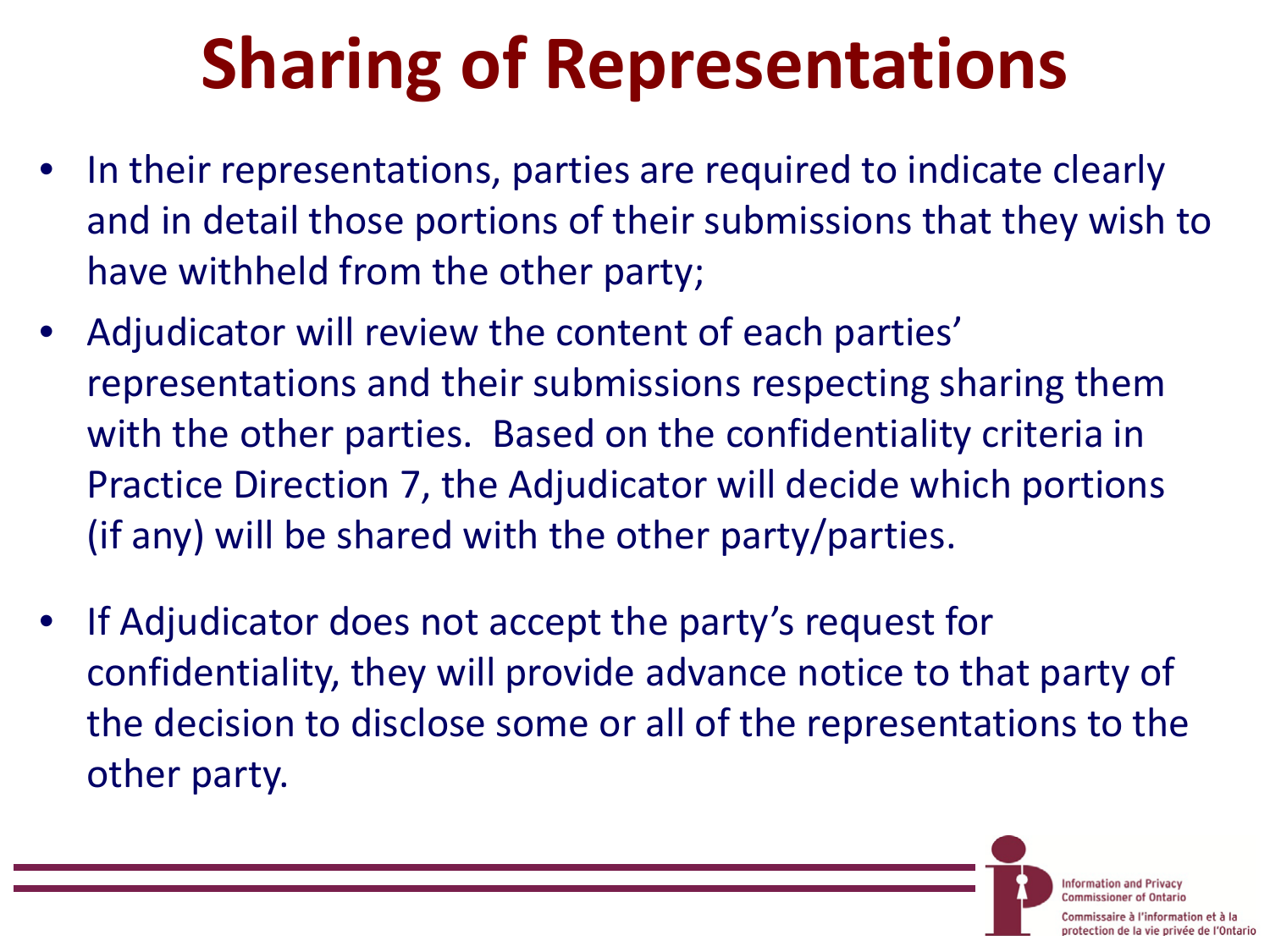# Sharing of Representations

- In their representations, parties are required to indicate clearly and in detail those portions of their submissions that they wish to have withheld from the other party;
- Adjudicator will review the content of each parties' representations and their submissions respecting sharing them with the other parties. Based on the confidentiality criteria in Practice Direction 7, the Adjudicator will decide which portions (if any) will be shared with the other party/parties.
- If Adjudicator does not accept the party's request for confidentiality, they will provide advance notice to that party of the decision to disclose some or all of the representations to the other party.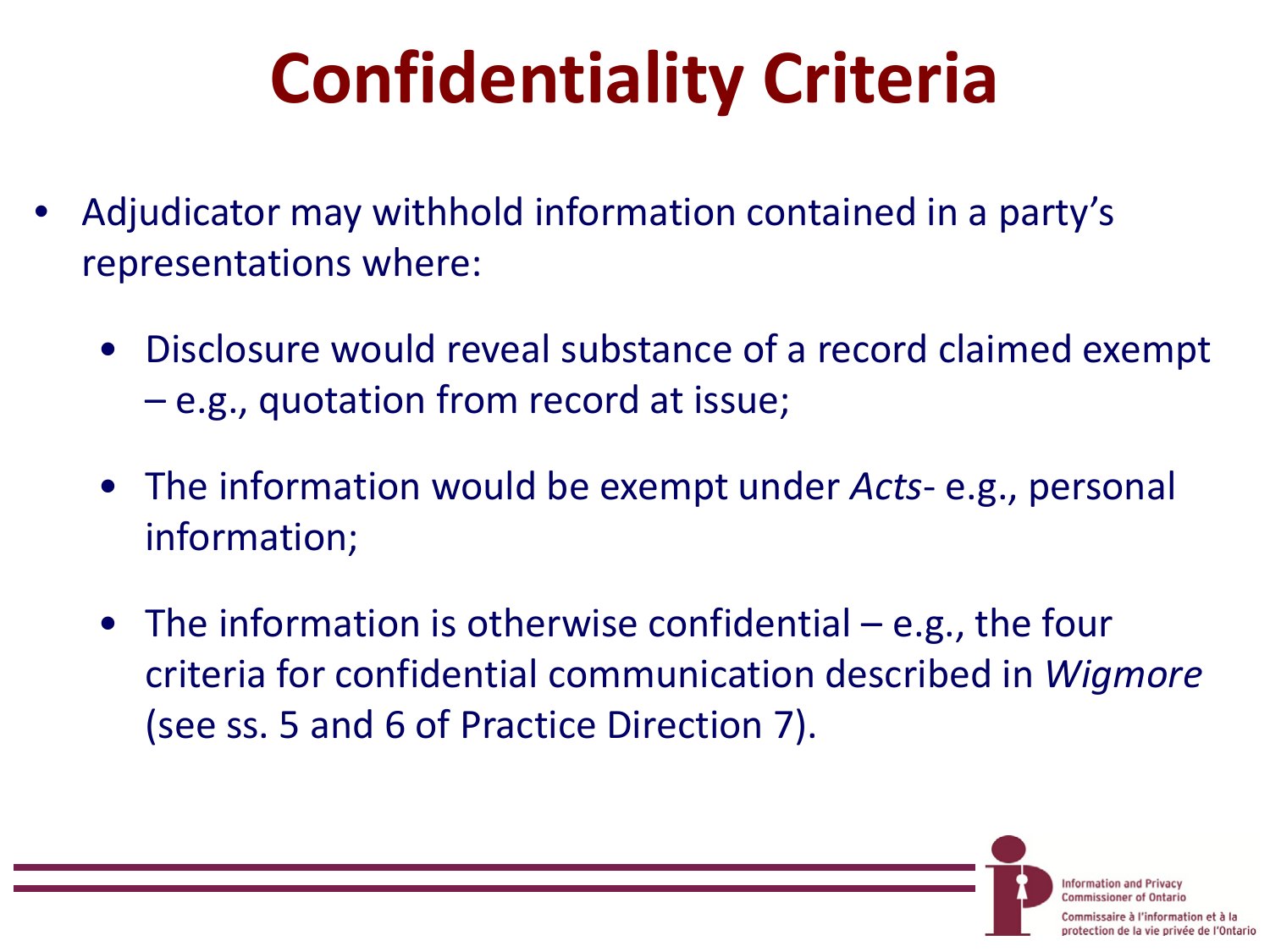# Confidentiality Criteria

- Adjudicator may withhold information contained in a party's representations where:
  - Disclosure would reveal substance of a record claimed exempt – e.g., quotation from record at issue;
  - The information would be exempt under *Acts*- e.g., personal information;
  - The information is otherwise confidential – e.g., the four criteria for confidential communication described in *Wigmore* (see ss. 5 and 6 of Practice Direction 7).

Information and Privacy Commissioner of Ontario

Commissaire à l'information et à la protection de la vie privée de l'Ontario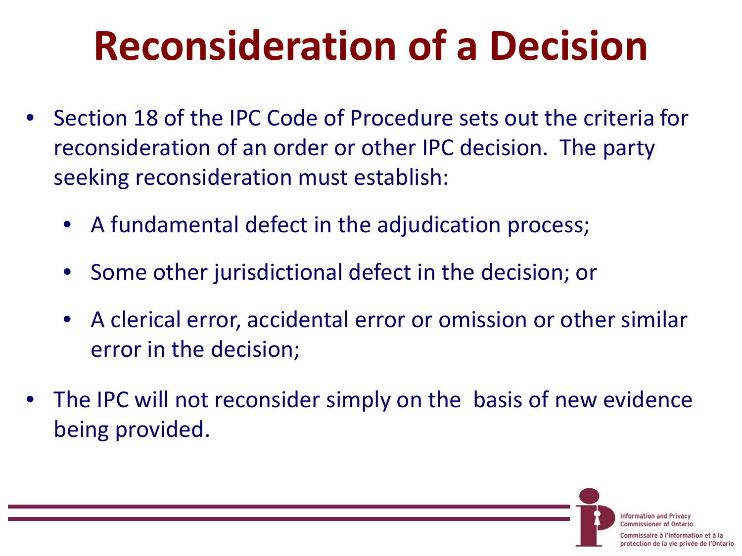# Reconsideration of a Decision

- Section 18 of the IPC Code of Procedure sets out the criteria for reconsideration of an order or other IPC decision. The party seeking reconsideration must establish:
  - A fundamental defect in the adjudication process;
  - Some other jurisdictional defect in the decision; or
  - A clerical error, accidental error or omission or other similar error in the decision;
- The IPC will not reconsider simply on the basis of new evidence being provided.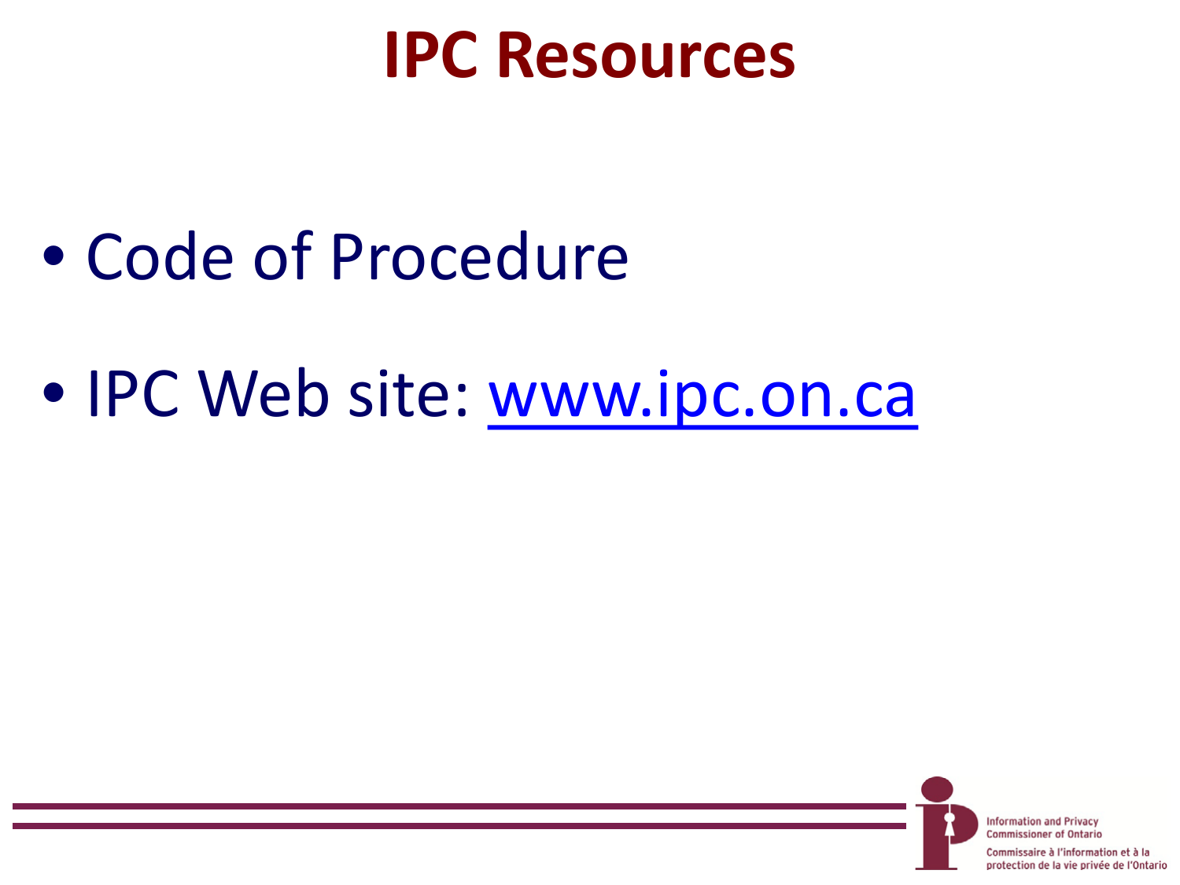# IPC Resources

- Code of Procedure
- IPC Web site: www.ipc.on.ca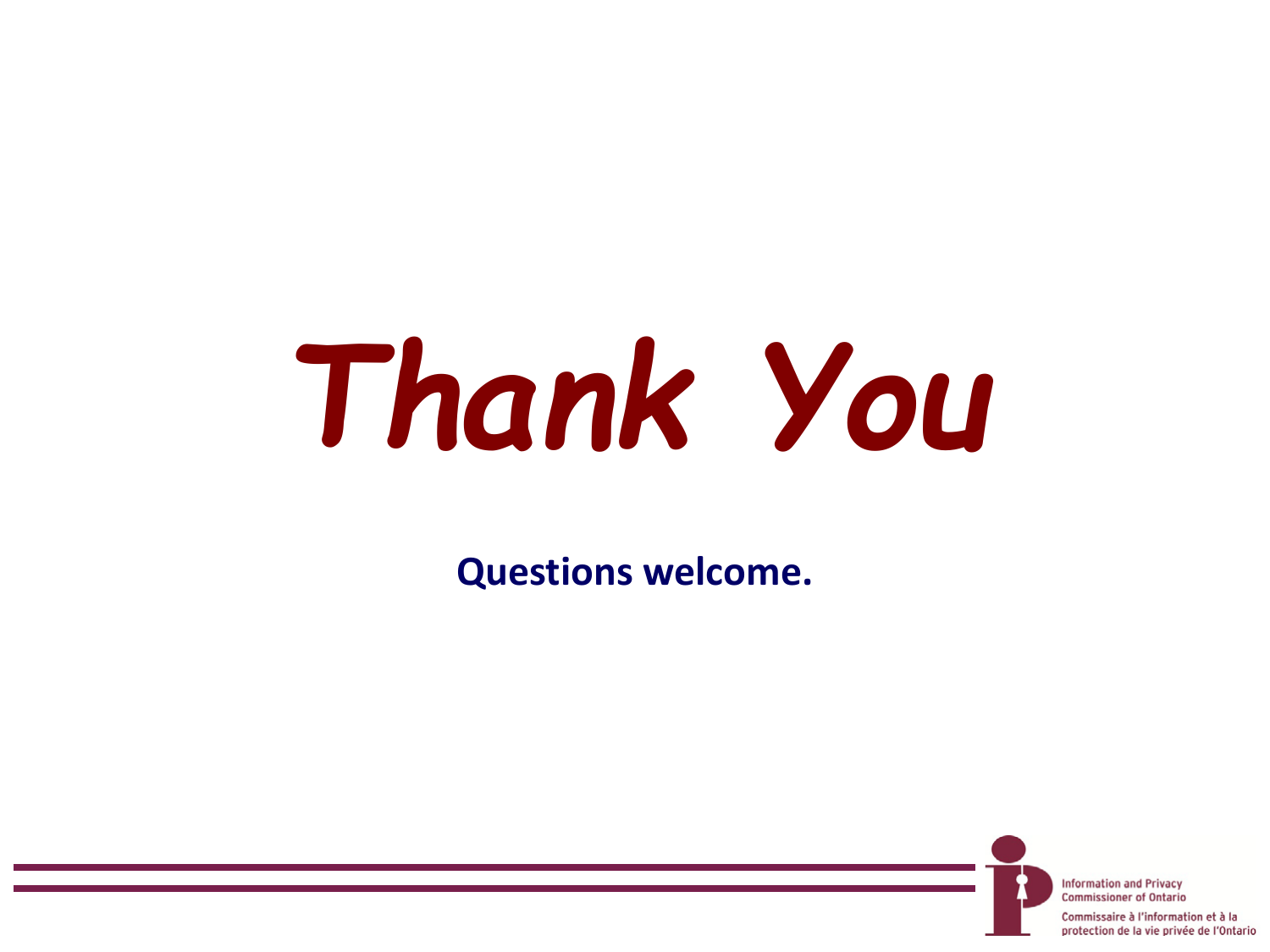# *Thank You*

**Questions welcome.**